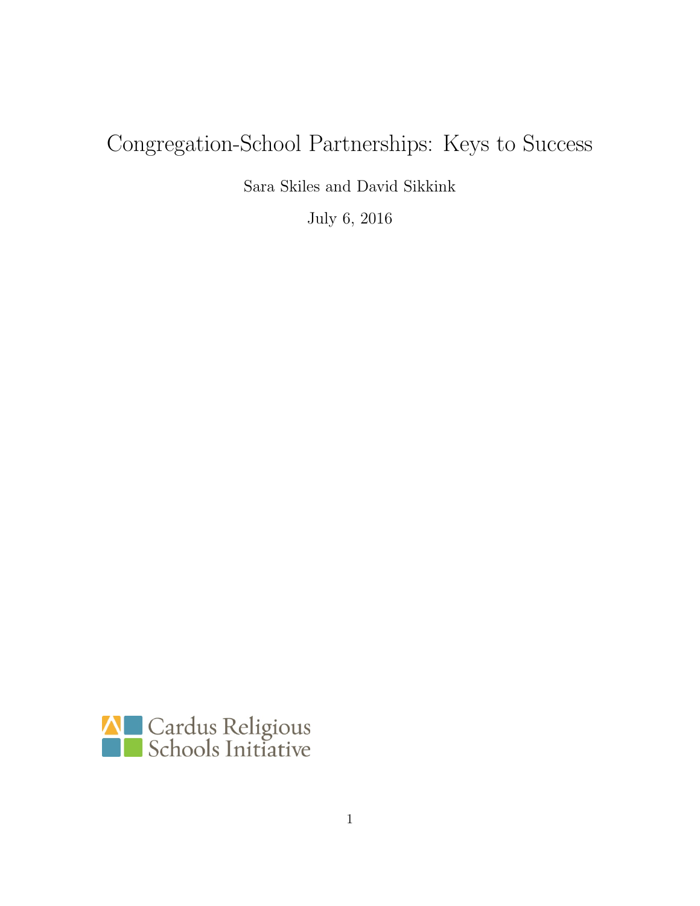# Congregation-School Partnerships: Keys to Success

Sara Skiles and David Sikkink

July 6, 2016

Cardus Religious Schools Initiative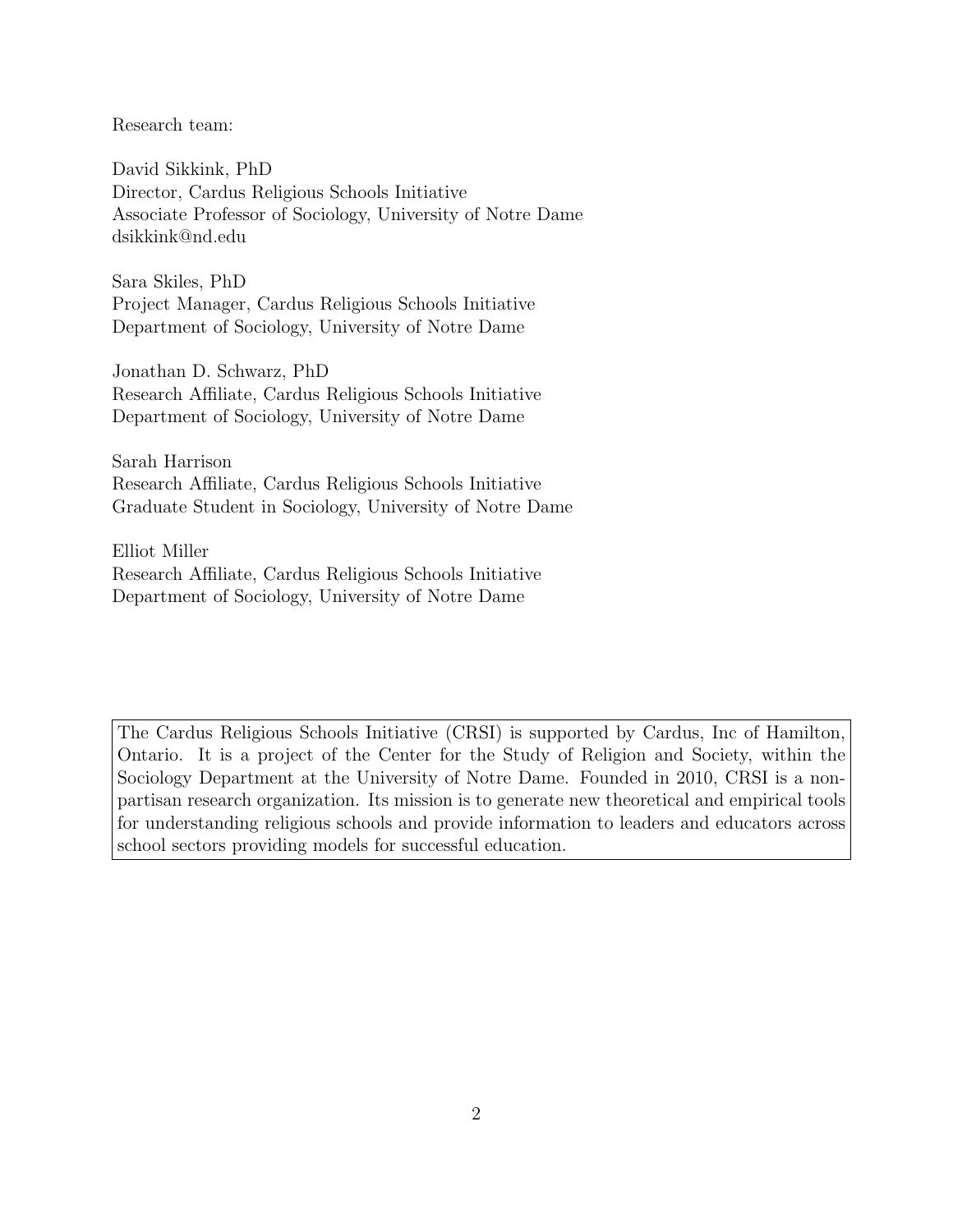Research team:

David Sikkink, PhD  
Director, Cardus Religious Schools Initiative  
Associate Professor of Sociology, University of Notre Dame  
dsikkink@nd.edu

Sara Skiles, PhD  
Project Manager, Cardus Religious Schools Initiative  
Department of Sociology, University of Notre Dame

Jonathan D. Schwarz, PhD  
Research Affiliate, Cardus Religious Schools Initiative  
Department of Sociology, University of Notre Dame

Sarah Harrison  
Research Affiliate, Cardus Religious Schools Initiative  
Graduate Student in Sociology, University of Notre Dame

Elliot Miller  
Research Affiliate, Cardus Religious Schools Initiative  
Department of Sociology, University of Notre Dame

The Cardus Religious Schools Initiative (CRSI) is supported by Cardus, Inc of Hamilton, Ontario. It is a project of the Center for the Study of Religion and Society, within the Sociology Department at the University of Notre Dame. Founded in 2010, CRSI is a non-partisan research organization. Its mission is to generate new theoretical and empirical tools for understanding religious schools and provide information to leaders and educators across school sectors providing models for successful education.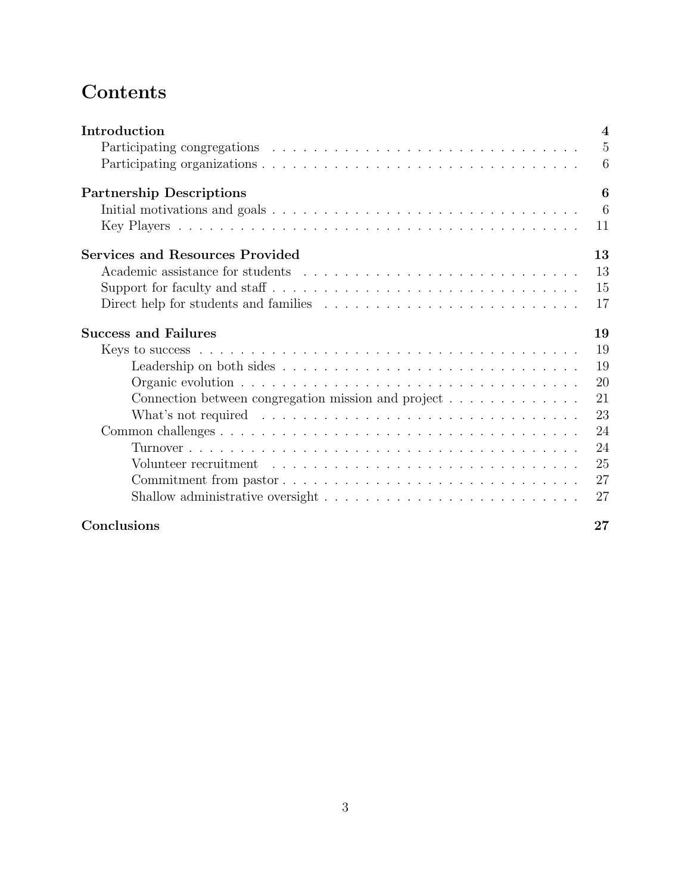# Contents

**Introduction** — 4
- Participating congregations — 5
- Participating organizations — 6

**Partnership Descriptions** — 6
- Initial motivations and goals — 6
- Key Players — 11

**Services and Resources Provided** — 13
- Academic assistance for students — 13
- Support for faculty and staff — 15
- Direct help for students and families — 17

**Success and Failures** — 19
- Keys to success — 19
  - Leadership on both sides — 19
  - Organic evolution — 20
  - Connection between congregation mission and project — 21
  - What's not required — 23
- Common challenges — 24
  - Turnover — 24
  - Volunteer recruitment — 25
  - Commitment from pastor — 27
  - Shallow administrative oversight — 27

**Conclusions** — 27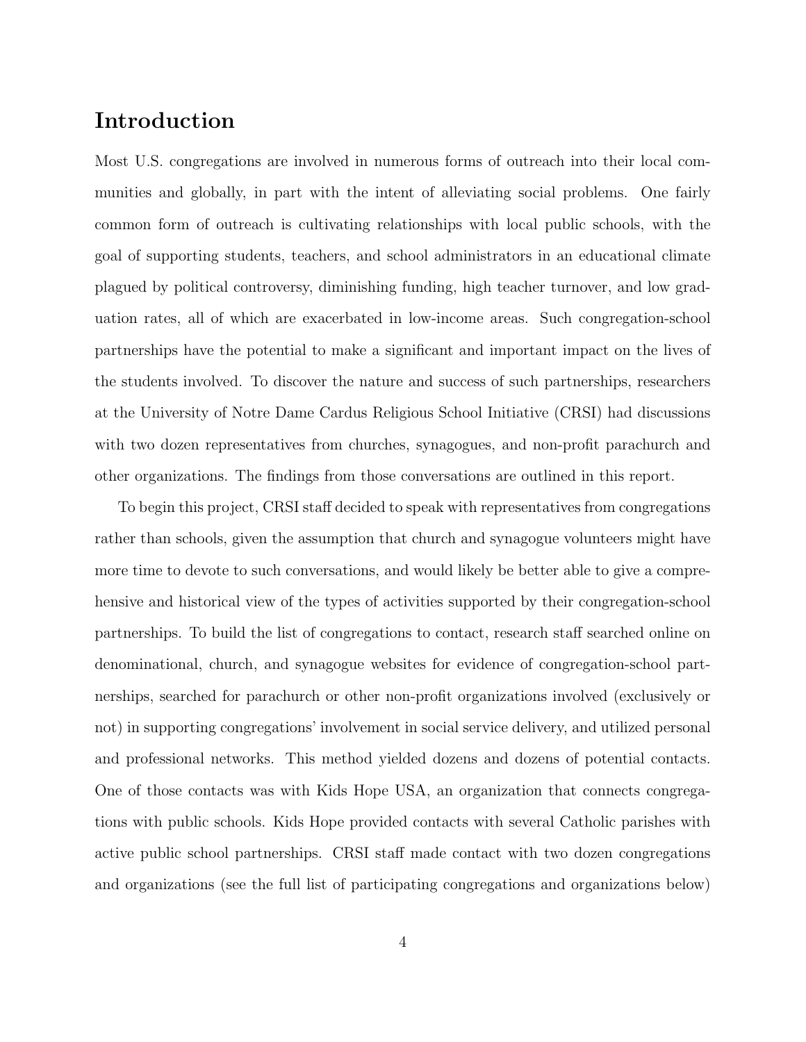# Introduction

Most U.S. congregations are involved in numerous forms of outreach into their local communities and globally, in part with the intent of alleviating social problems. One fairly common form of outreach is cultivating relationships with local public schools, with the goal of supporting students, teachers, and school administrators in an educational climate plagued by political controversy, diminishing funding, high teacher turnover, and low graduation rates, all of which are exacerbated in low-income areas. Such congregation-school partnerships have the potential to make a significant and important impact on the lives of the students involved. To discover the nature and success of such partnerships, researchers at the University of Notre Dame Cardus Religious School Initiative (CRSI) had discussions with two dozen representatives from churches, synagogues, and non-profit parachurch and other organizations. The findings from those conversations are outlined in this report.

To begin this project, CRSI staff decided to speak with representatives from congregations rather than schools, given the assumption that church and synagogue volunteers might have more time to devote to such conversations, and would likely be better able to give a comprehensive and historical view of the types of activities supported by their congregation-school partnerships. To build the list of congregations to contact, research staff searched online on denominational, church, and synagogue websites for evidence of congregation-school partnerships, searched for parachurch or other non-profit organizations involved (exclusively or not) in supporting congregations' involvement in social service delivery, and utilized personal and professional networks. This method yielded dozens and dozens of potential contacts. One of those contacts was with Kids Hope USA, an organization that connects congregations with public schools. Kids Hope provided contacts with several Catholic parishes with active public school partnerships. CRSI staff made contact with two dozen congregations and organizations (see the full list of participating congregations and organizations below)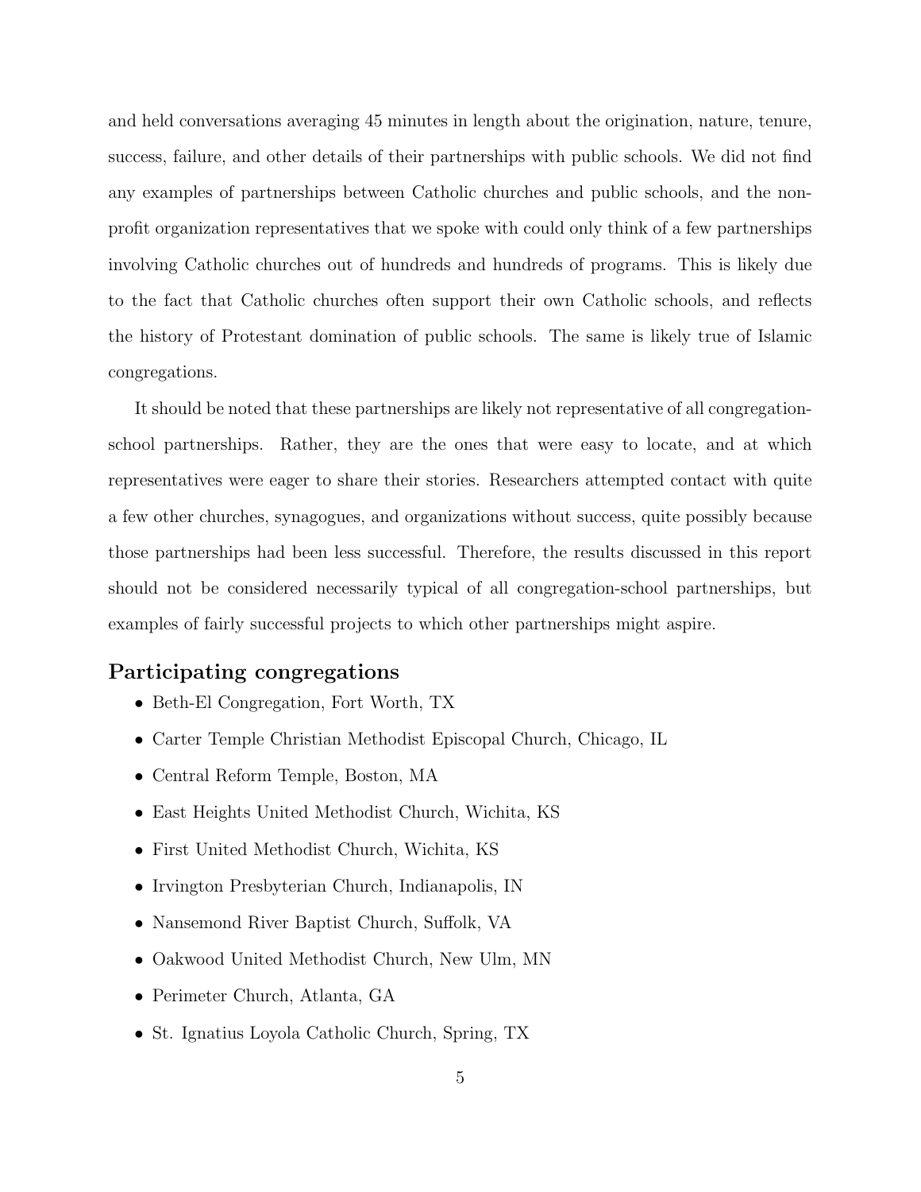and held conversations averaging 45 minutes in length about the origination, nature, tenure, success, failure, and other details of their partnerships with public schools. We did not find any examples of partnerships between Catholic churches and public schools, and the non-profit organization representatives that we spoke with could only think of a few partnerships involving Catholic churches out of hundreds and hundreds of programs. This is likely due to the fact that Catholic churches often support their own Catholic schools, and reflects the history of Protestant domination of public schools. The same is likely true of Islamic congregations.

It should be noted that these partnerships are likely not representative of all congregation-school partnerships. Rather, they are the ones that were easy to locate, and at which representatives were eager to share their stories. Researchers attempted contact with quite a few other churches, synagogues, and organizations without success, quite possibly because those partnerships had been less successful. Therefore, the results discussed in this report should not be considered necessarily typical of all congregation-school partnerships, but examples of fairly successful projects to which other partnerships might aspire.

## Participating congregations

- Beth-El Congregation, Fort Worth, TX
- Carter Temple Christian Methodist Episcopal Church, Chicago, IL
- Central Reform Temple, Boston, MA
- East Heights United Methodist Church, Wichita, KS
- First United Methodist Church, Wichita, KS
- Irvington Presbyterian Church, Indianapolis, IN
- Nansemond River Baptist Church, Suffolk, VA
- Oakwood United Methodist Church, New Ulm, MN
- Perimeter Church, Atlanta, GA
- St. Ignatius Loyola Catholic Church, Spring, TX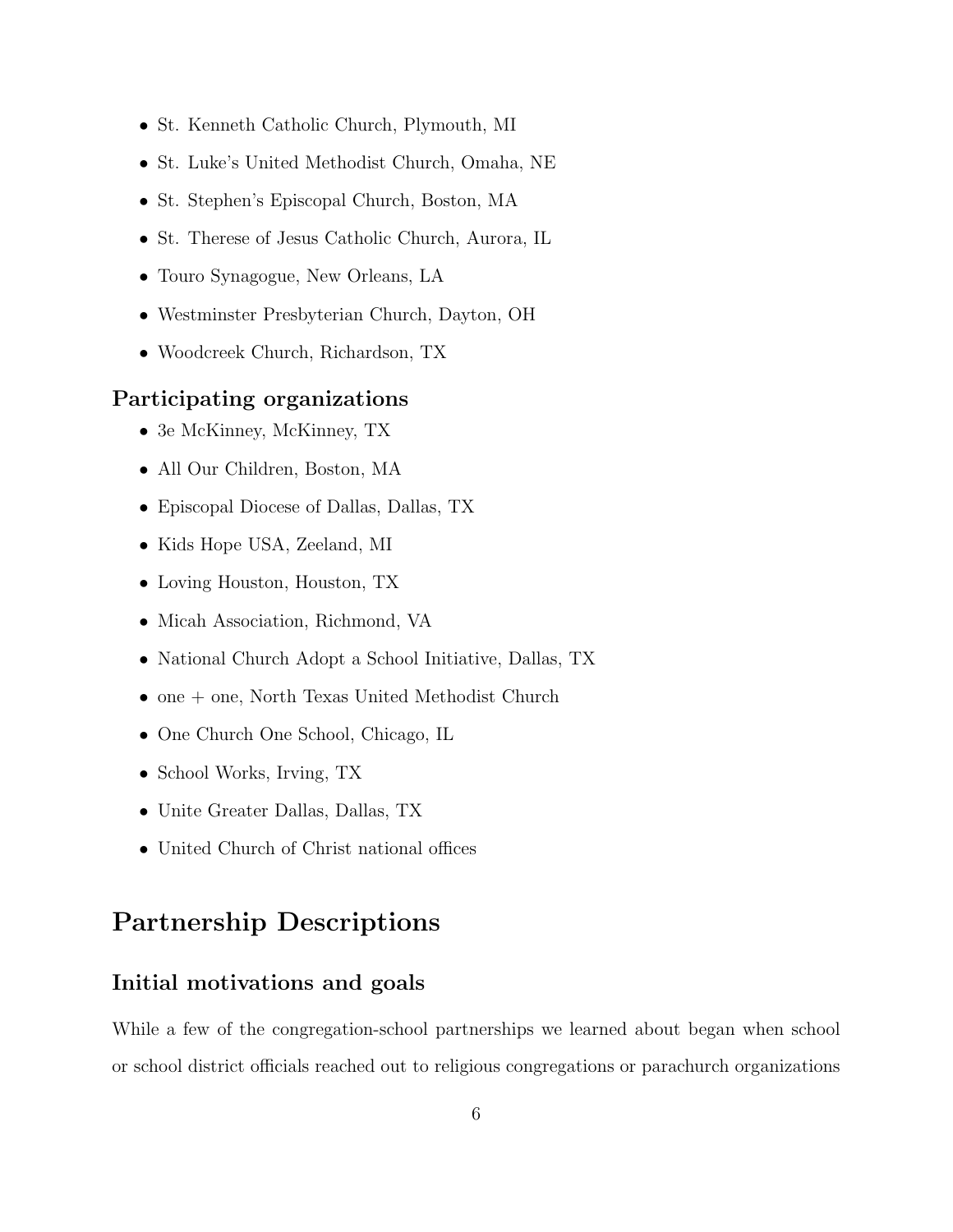- St. Kenneth Catholic Church, Plymouth, MI
- St. Luke's United Methodist Church, Omaha, NE
- St. Stephen's Episcopal Church, Boston, MA
- St. Therese of Jesus Catholic Church, Aurora, IL
- Touro Synagogue, New Orleans, LA
- Westminster Presbyterian Church, Dayton, OH
- Woodcreek Church, Richardson, TX

### Participating organizations

- 3e McKinney, McKinney, TX
- All Our Children, Boston, MA
- Episcopal Diocese of Dallas, Dallas, TX
- Kids Hope USA, Zeeland, MI
- Loving Houston, Houston, TX
- Micah Association, Richmond, VA
- National Church Adopt a School Initiative, Dallas, TX
- one + one, North Texas United Methodist Church
- One Church One School, Chicago, IL
- School Works, Irving, TX
- Unite Greater Dallas, Dallas, TX
- United Church of Christ national offices

## Partnership Descriptions

### Initial motivations and goals

While a few of the congregation-school partnerships we learned about began when school or school district officials reached out to religious congregations or parachurch organizations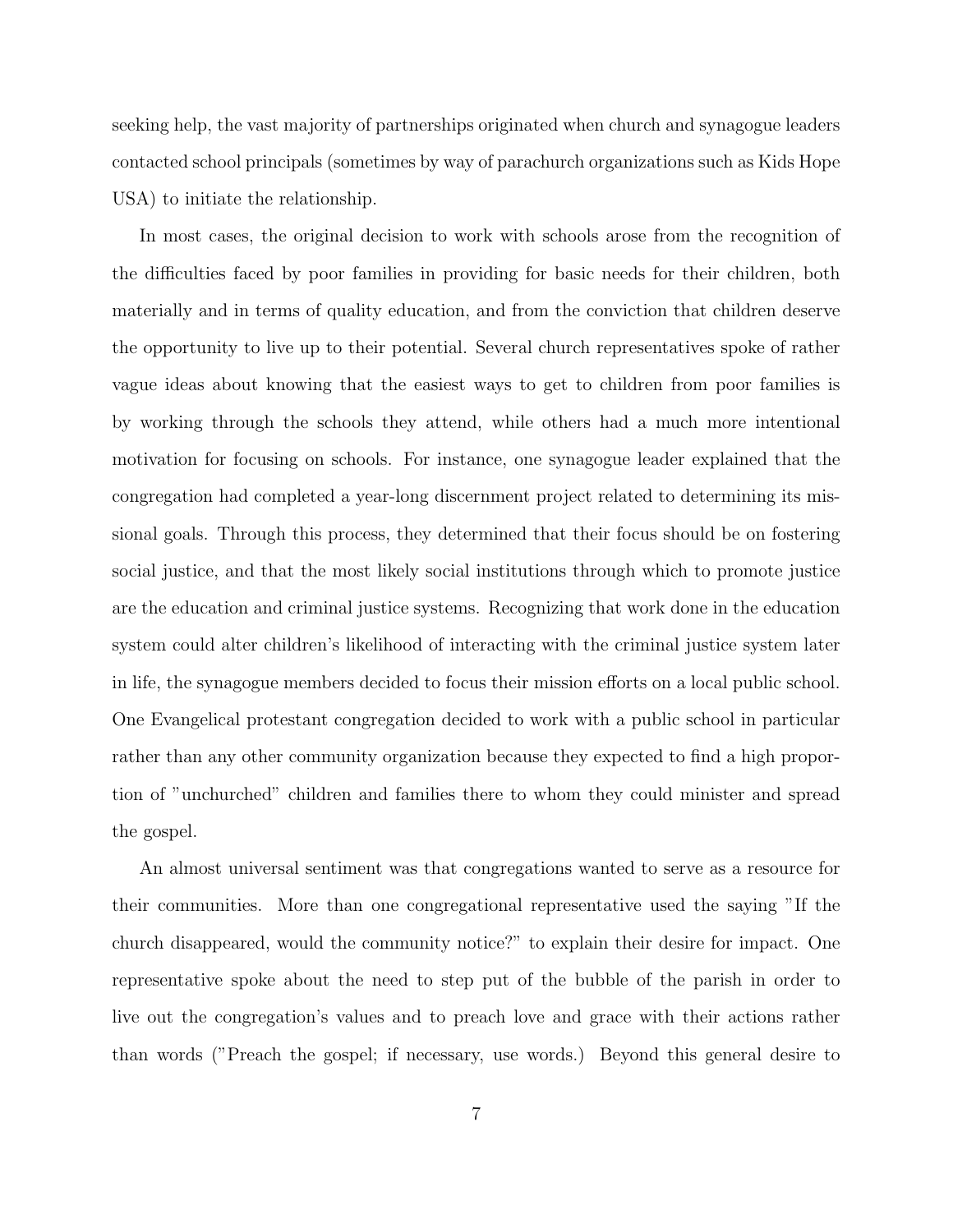seeking help, the vast majority of partnerships originated when church and synagogue leaders contacted school principals (sometimes by way of parachurch organizations such as Kids Hope USA) to initiate the relationship.

In most cases, the original decision to work with schools arose from the recognition of the difficulties faced by poor families in providing for basic needs for their children, both materially and in terms of quality education, and from the conviction that children deserve the opportunity to live up to their potential. Several church representatives spoke of rather vague ideas about knowing that the easiest ways to get to children from poor families is by working through the schools they attend, while others had a much more intentional motivation for focusing on schools. For instance, one synagogue leader explained that the congregation had completed a year-long discernment project related to determining its missional goals. Through this process, they determined that their focus should be on fostering social justice, and that the most likely social institutions through which to promote justice are the education and criminal justice systems. Recognizing that work done in the education system could alter children's likelihood of interacting with the criminal justice system later in life, the synagogue members decided to focus their mission efforts on a local public school. One Evangelical protestant congregation decided to work with a public school in particular rather than any other community organization because they expected to find a high proportion of "unchurched" children and families there to whom they could minister and spread the gospel.

An almost universal sentiment was that congregations wanted to serve as a resource for their communities. More than one congregational representative used the saying "If the church disappeared, would the community notice?" to explain their desire for impact. One representative spoke about the need to step put of the bubble of the parish in order to live out the congregation's values and to preach love and grace with their actions rather than words ("Preach the gospel; if necessary, use words.) Beyond this general desire to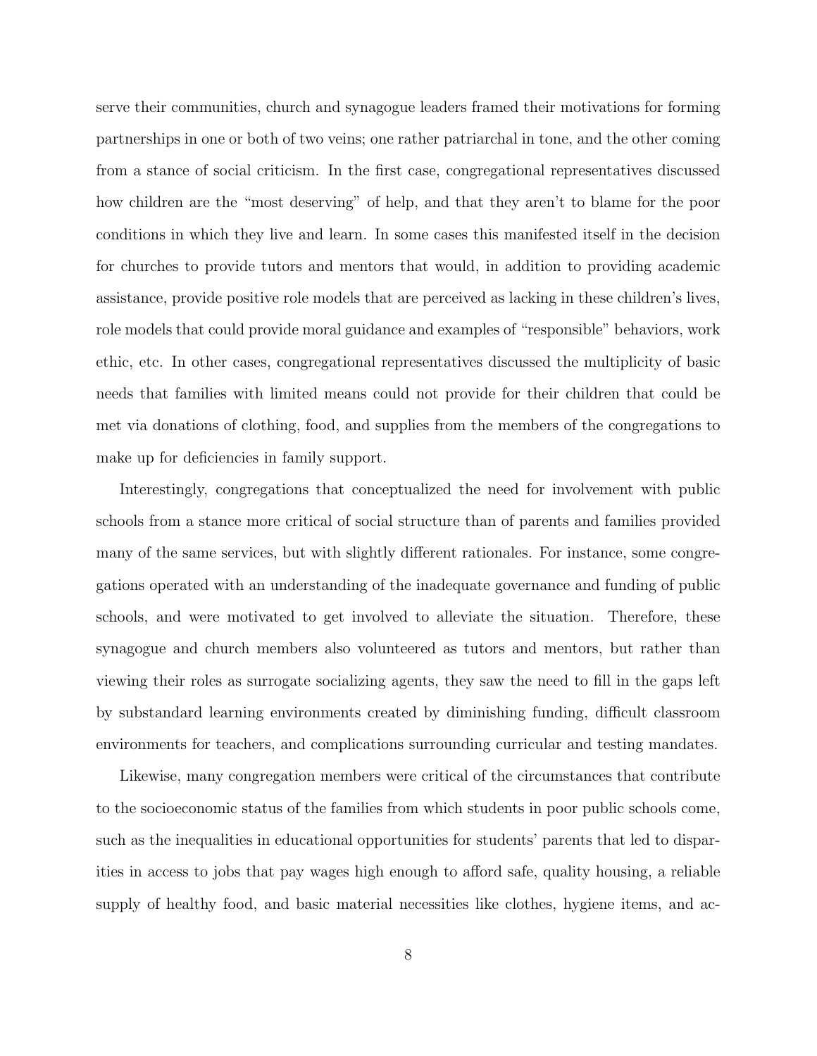serve their communities, church and synagogue leaders framed their motivations for forming partnerships in one or both of two veins; one rather patriarchal in tone, and the other coming from a stance of social criticism. In the first case, congregational representatives discussed how children are the "most deserving" of help, and that they aren't to blame for the poor conditions in which they live and learn. In some cases this manifested itself in the decision for churches to provide tutors and mentors that would, in addition to providing academic assistance, provide positive role models that are perceived as lacking in these children's lives, role models that could provide moral guidance and examples of "responsible" behaviors, work ethic, etc. In other cases, congregational representatives discussed the multiplicity of basic needs that families with limited means could not provide for their children that could be met via donations of clothing, food, and supplies from the members of the congregations to make up for deficiencies in family support.

Interestingly, congregations that conceptualized the need for involvement with public schools from a stance more critical of social structure than of parents and families provided many of the same services, but with slightly different rationales. For instance, some congregations operated with an understanding of the inadequate governance and funding of public schools, and were motivated to get involved to alleviate the situation. Therefore, these synagogue and church members also volunteered as tutors and mentors, but rather than viewing their roles as surrogate socializing agents, they saw the need to fill in the gaps left by substandard learning environments created by diminishing funding, difficult classroom environments for teachers, and complications surrounding curricular and testing mandates.

Likewise, many congregation members were critical of the circumstances that contribute to the socioeconomic status of the families from which students in poor public schools come, such as the inequalities in educational opportunities for students' parents that led to disparities in access to jobs that pay wages high enough to afford safe, quality housing, a reliable supply of healthy food, and basic material necessities like clothes, hygiene items, and ac-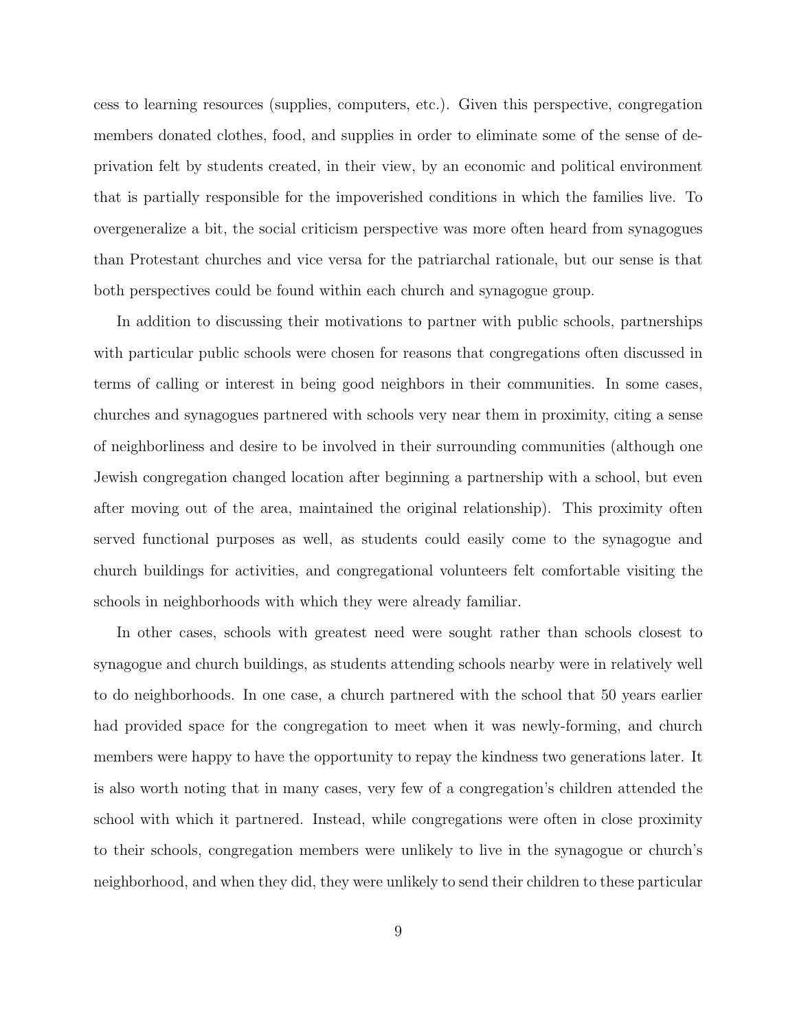cess to learning resources (supplies, computers, etc.). Given this perspective, congregation members donated clothes, food, and supplies in order to eliminate some of the sense of deprivation felt by students created, in their view, by an economic and political environment that is partially responsible for the impoverished conditions in which the families live. To overgeneralize a bit, the social criticism perspective was more often heard from synagogues than Protestant churches and vice versa for the patriarchal rationale, but our sense is that both perspectives could be found within each church and synagogue group.

In addition to discussing their motivations to partner with public schools, partnerships with particular public schools were chosen for reasons that congregations often discussed in terms of calling or interest in being good neighbors in their communities. In some cases, churches and synagogues partnered with schools very near them in proximity, citing a sense of neighborliness and desire to be involved in their surrounding communities (although one Jewish congregation changed location after beginning a partnership with a school, but even after moving out of the area, maintained the original relationship). This proximity often served functional purposes as well, as students could easily come to the synagogue and church buildings for activities, and congregational volunteers felt comfortable visiting the schools in neighborhoods with which they were already familiar.

In other cases, schools with greatest need were sought rather than schools closest to synagogue and church buildings, as students attending schools nearby were in relatively well to do neighborhoods. In one case, a church partnered with the school that 50 years earlier had provided space for the congregation to meet when it was newly-forming, and church members were happy to have the opportunity to repay the kindness two generations later. It is also worth noting that in many cases, very few of a congregation's children attended the school with which it partnered. Instead, while congregations were often in close proximity to their schools, congregation members were unlikely to live in the synagogue or church's neighborhood, and when they did, they were unlikely to send their children to these particular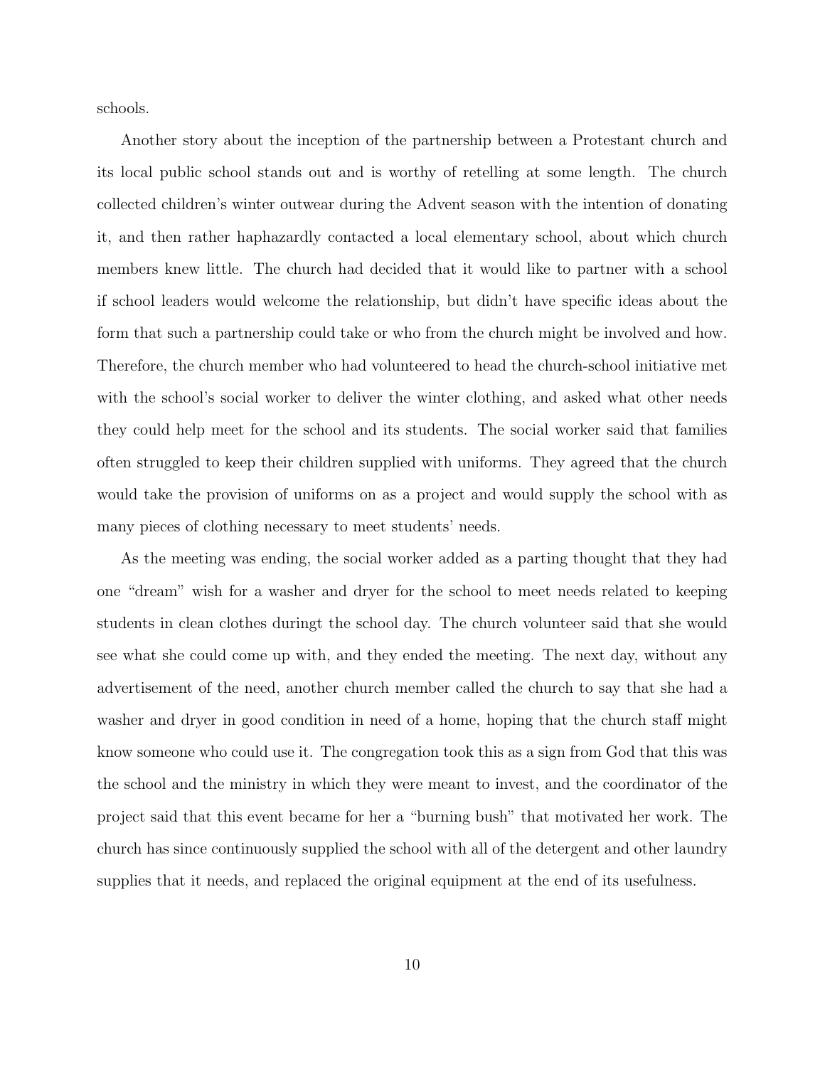schools.

Another story about the inception of the partnership between a Protestant church and its local public school stands out and is worthy of retelling at some length. The church collected children's winter outwear during the Advent season with the intention of donating it, and then rather haphazardly contacted a local elementary school, about which church members knew little. The church had decided that it would like to partner with a school if school leaders would welcome the relationship, but didn't have specific ideas about the form that such a partnership could take or who from the church might be involved and how. Therefore, the church member who had volunteered to head the church-school initiative met with the school's social worker to deliver the winter clothing, and asked what other needs they could help meet for the school and its students. The social worker said that families often struggled to keep their children supplied with uniforms. They agreed that the church would take the provision of uniforms on as a project and would supply the school with as many pieces of clothing necessary to meet students' needs.

As the meeting was ending, the social worker added as a parting thought that they had one "dream" wish for a washer and dryer for the school to meet needs related to keeping students in clean clothes duringt the school day. The church volunteer said that she would see what she could come up with, and they ended the meeting. The next day, without any advertisement of the need, another church member called the church to say that she had a washer and dryer in good condition in need of a home, hoping that the church staff might know someone who could use it. The congregation took this as a sign from God that this was the school and the ministry in which they were meant to invest, and the coordinator of the project said that this event became for her a "burning bush" that motivated her work. The church has since continuously supplied the school with all of the detergent and other laundry supplies that it needs, and replaced the original equipment at the end of its usefulness.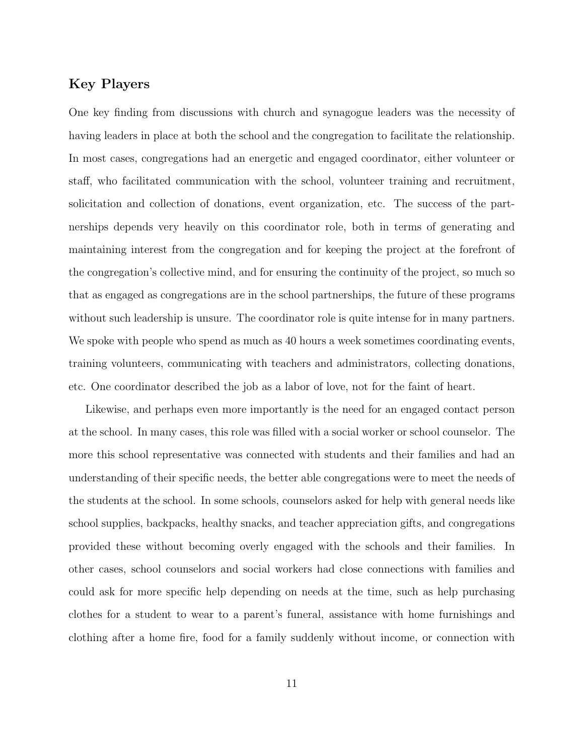## Key Players

One key finding from discussions with church and synagogue leaders was the necessity of having leaders in place at both the school and the congregation to facilitate the relationship. In most cases, congregations had an energetic and engaged coordinator, either volunteer or staff, who facilitated communication with the school, volunteer training and recruitment, solicitation and collection of donations, event organization, etc. The success of the partnerships depends very heavily on this coordinator role, both in terms of generating and maintaining interest from the congregation and for keeping the project at the forefront of the congregation's collective mind, and for ensuring the continuity of the project, so much so that as engaged as congregations are in the school partnerships, the future of these programs without such leadership is unsure. The coordinator role is quite intense for in many partners. We spoke with people who spend as much as 40 hours a week sometimes coordinating events, training volunteers, communicating with teachers and administrators, collecting donations, etc. One coordinator described the job as a labor of love, not for the faint of heart.

Likewise, and perhaps even more importantly is the need for an engaged contact person at the school. In many cases, this role was filled with a social worker or school counselor. The more this school representative was connected with students and their families and had an understanding of their specific needs, the better able congregations were to meet the needs of the students at the school. In some schools, counselors asked for help with general needs like school supplies, backpacks, healthy snacks, and teacher appreciation gifts, and congregations provided these without becoming overly engaged with the schools and their families. In other cases, school counselors and social workers had close connections with families and could ask for more specific help depending on needs at the time, such as help purchasing clothes for a student to wear to a parent's funeral, assistance with home furnishings and clothing after a home fire, food for a family suddenly without income, or connection with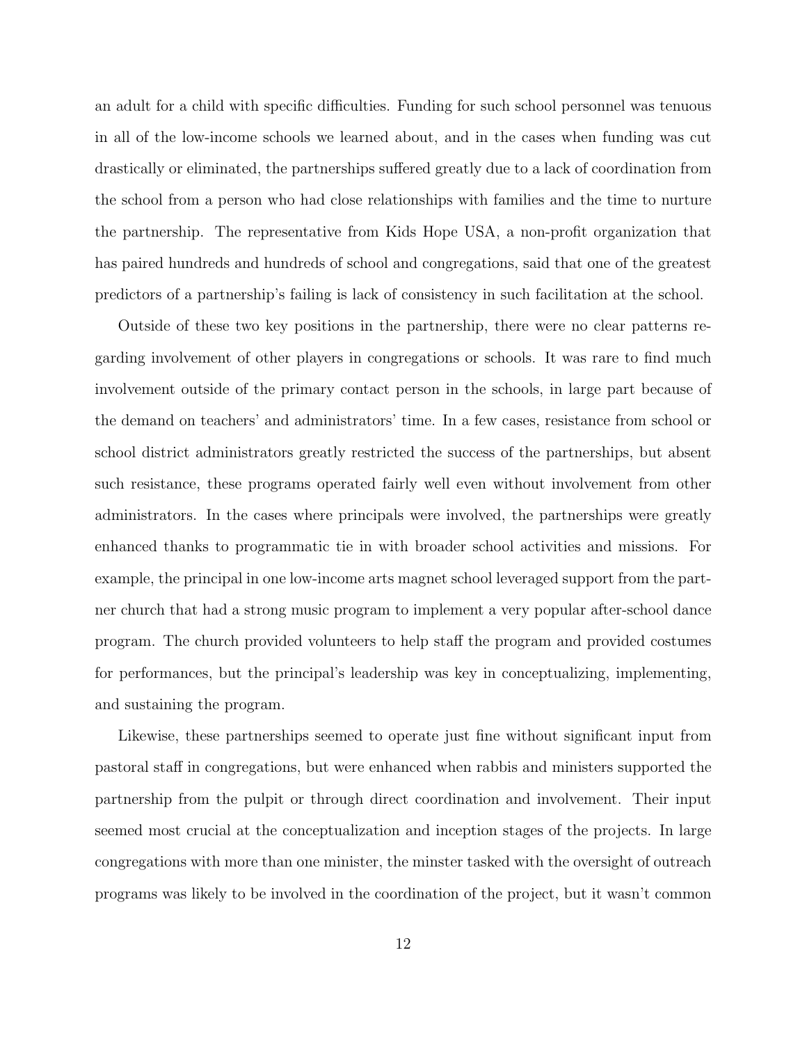an adult for a child with specific difficulties. Funding for such school personnel was tenuous in all of the low-income schools we learned about, and in the cases when funding was cut drastically or eliminated, the partnerships suffered greatly due to a lack of coordination from the school from a person who had close relationships with families and the time to nurture the partnership. The representative from Kids Hope USA, a non-profit organization that has paired hundreds and hundreds of school and congregations, said that one of the greatest predictors of a partnership's failing is lack of consistency in such facilitation at the school.

Outside of these two key positions in the partnership, there were no clear patterns regarding involvement of other players in congregations or schools. It was rare to find much involvement outside of the primary contact person in the schools, in large part because of the demand on teachers' and administrators' time. In a few cases, resistance from school or school district administrators greatly restricted the success of the partnerships, but absent such resistance, these programs operated fairly well even without involvement from other administrators. In the cases where principals were involved, the partnerships were greatly enhanced thanks to programmatic tie in with broader school activities and missions. For example, the principal in one low-income arts magnet school leveraged support from the partner church that had a strong music program to implement a very popular after-school dance program. The church provided volunteers to help staff the program and provided costumes for performances, but the principal's leadership was key in conceptualizing, implementing, and sustaining the program.

Likewise, these partnerships seemed to operate just fine without significant input from pastoral staff in congregations, but were enhanced when rabbis and ministers supported the partnership from the pulpit or through direct coordination and involvement. Their input seemed most crucial at the conceptualization and inception stages of the projects. In large congregations with more than one minister, the minster tasked with the oversight of outreach programs was likely to be involved in the coordination of the project, but it wasn't common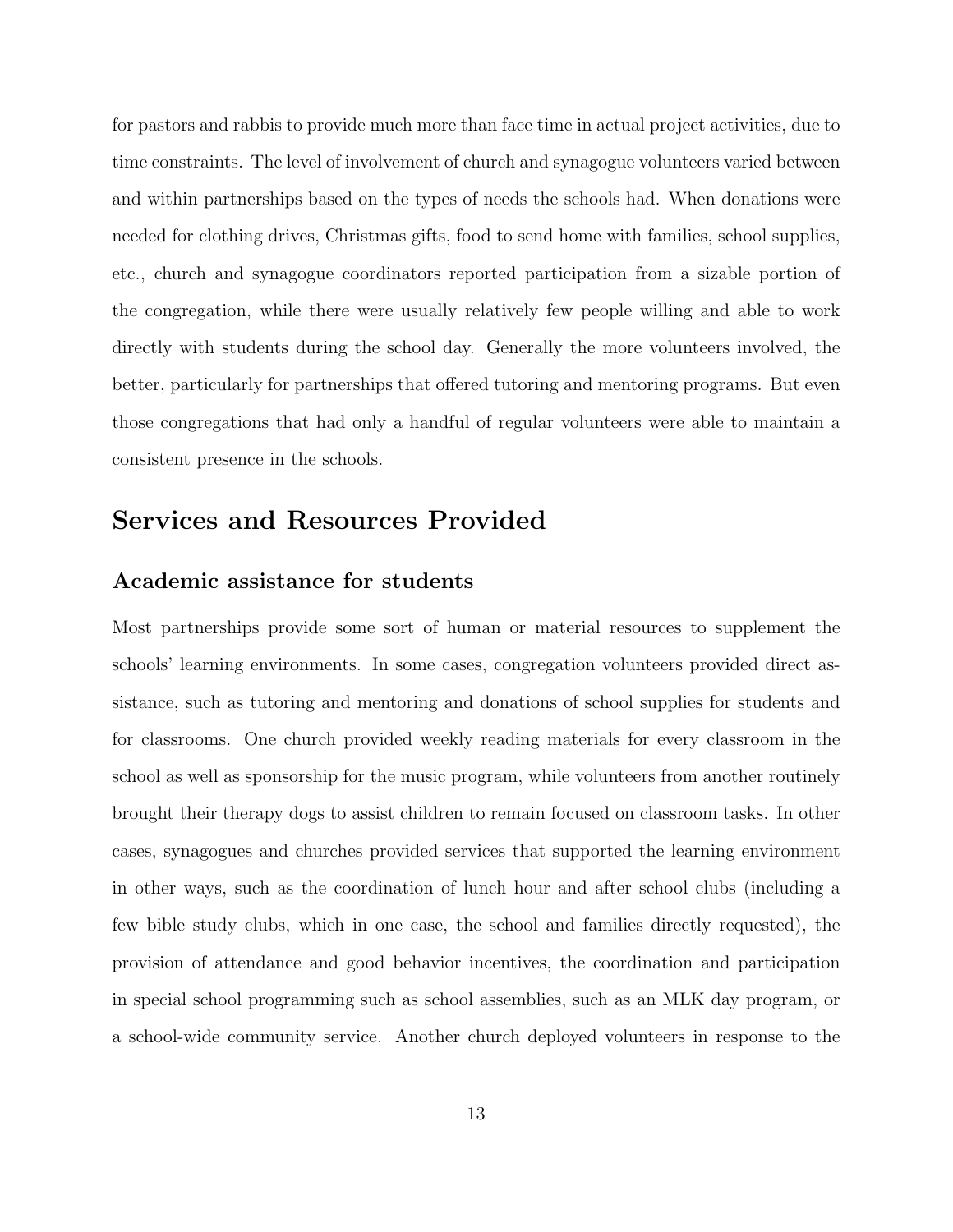for pastors and rabbis to provide much more than face time in actual project activities, due to time constraints. The level of involvement of church and synagogue volunteers varied between and within partnerships based on the types of needs the schools had. When donations were needed for clothing drives, Christmas gifts, food to send home with families, school supplies, etc., church and synagogue coordinators reported participation from a sizable portion of the congregation, while there were usually relatively few people willing and able to work directly with students during the school day. Generally the more volunteers involved, the better, particularly for partnerships that offered tutoring and mentoring programs. But even those congregations that had only a handful of regular volunteers were able to maintain a consistent presence in the schools.

## Services and Resources Provided

### Academic assistance for students

Most partnerships provide some sort of human or material resources to supplement the schools' learning environments. In some cases, congregation volunteers provided direct assistance, such as tutoring and mentoring and donations of school supplies for students and for classrooms. One church provided weekly reading materials for every classroom in the school as well as sponsorship for the music program, while volunteers from another routinely brought their therapy dogs to assist children to remain focused on classroom tasks. In other cases, synagogues and churches provided services that supported the learning environment in other ways, such as the coordination of lunch hour and after school clubs (including a few bible study clubs, which in one case, the school and families directly requested), the provision of attendance and good behavior incentives, the coordination and participation in special school programming such as school assemblies, such as an MLK day program, or a school-wide community service. Another church deployed volunteers in response to the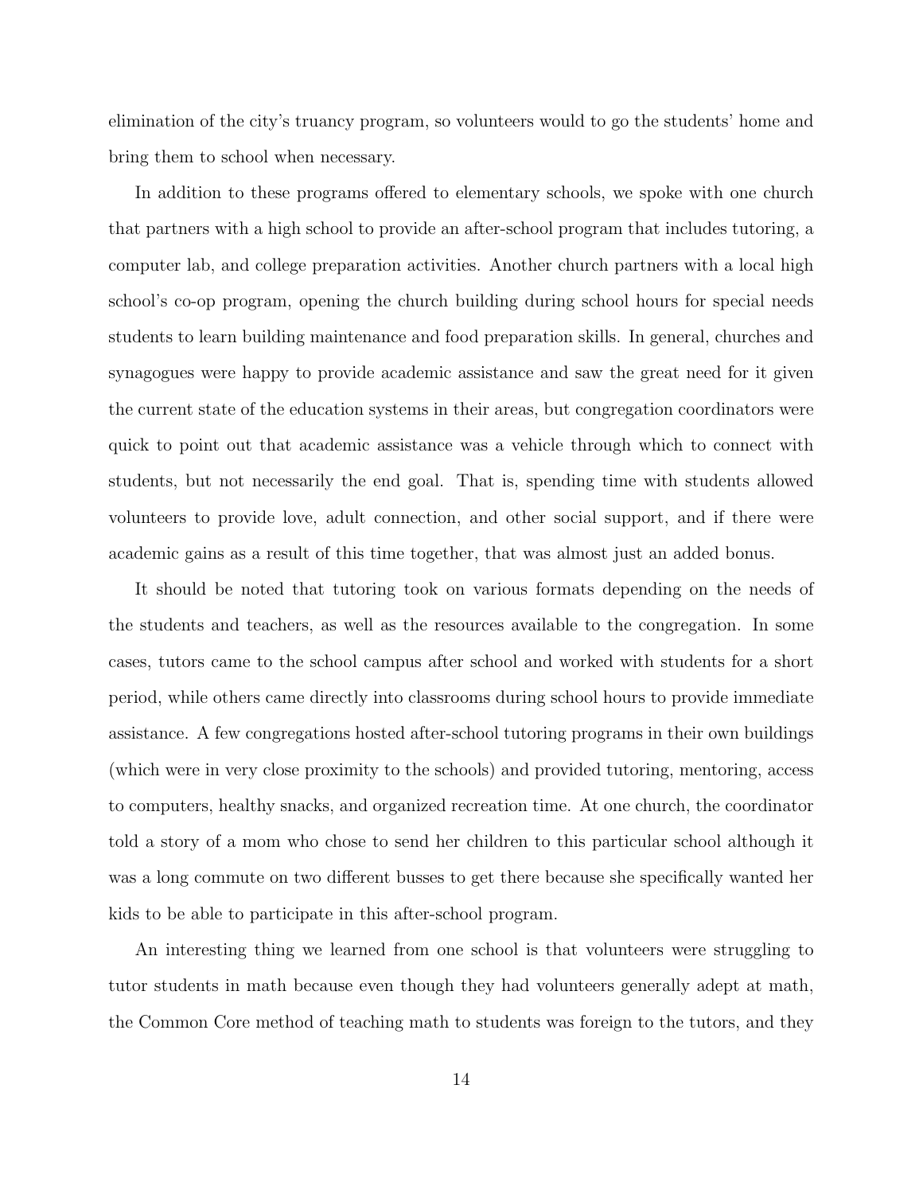elimination of the city's truancy program, so volunteers would to go the students' home and bring them to school when necessary.

In addition to these programs offered to elementary schools, we spoke with one church that partners with a high school to provide an after-school program that includes tutoring, a computer lab, and college preparation activities. Another church partners with a local high school's co-op program, opening the church building during school hours for special needs students to learn building maintenance and food preparation skills. In general, churches and synagogues were happy to provide academic assistance and saw the great need for it given the current state of the education systems in their areas, but congregation coordinators were quick to point out that academic assistance was a vehicle through which to connect with students, but not necessarily the end goal. That is, spending time with students allowed volunteers to provide love, adult connection, and other social support, and if there were academic gains as a result of this time together, that was almost just an added bonus.

It should be noted that tutoring took on various formats depending on the needs of the students and teachers, as well as the resources available to the congregation. In some cases, tutors came to the school campus after school and worked with students for a short period, while others came directly into classrooms during school hours to provide immediate assistance. A few congregations hosted after-school tutoring programs in their own buildings (which were in very close proximity to the schools) and provided tutoring, mentoring, access to computers, healthy snacks, and organized recreation time. At one church, the coordinator told a story of a mom who chose to send her children to this particular school although it was a long commute on two different busses to get there because she specifically wanted her kids to be able to participate in this after-school program.

An interesting thing we learned from one school is that volunteers were struggling to tutor students in math because even though they had volunteers generally adept at math, the Common Core method of teaching math to students was foreign to the tutors, and they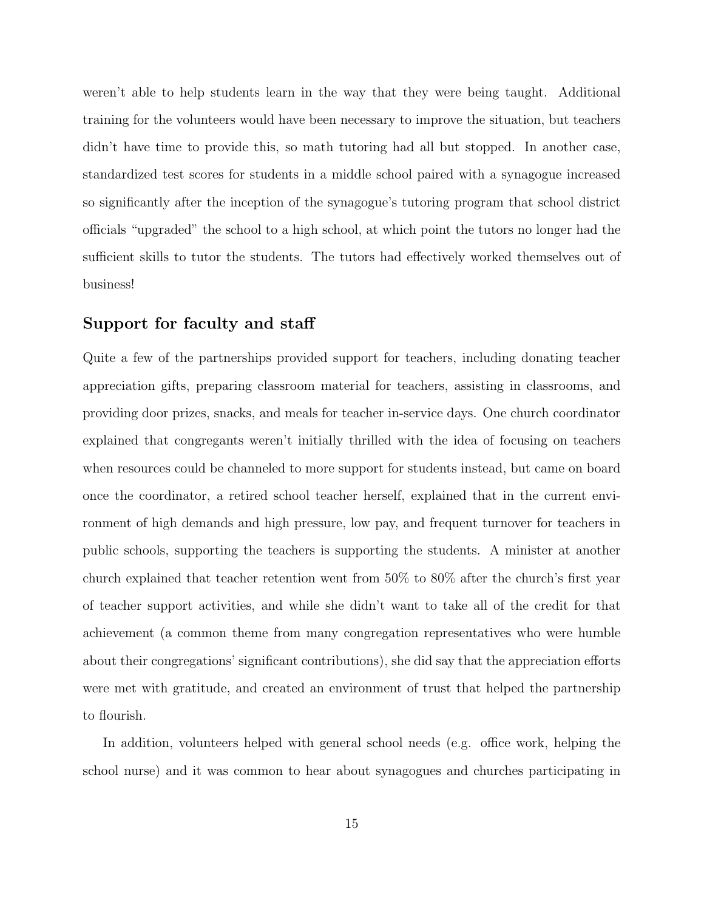weren't able to help students learn in the way that they were being taught. Additional training for the volunteers would have been necessary to improve the situation, but teachers didn't have time to provide this, so math tutoring had all but stopped. In another case, standardized test scores for students in a middle school paired with a synagogue increased so significantly after the inception of the synagogue's tutoring program that school district officials "upgraded" the school to a high school, at which point the tutors no longer had the sufficient skills to tutor the students. The tutors had effectively worked themselves out of business!

### Support for faculty and staff

Quite a few of the partnerships provided support for teachers, including donating teacher appreciation gifts, preparing classroom material for teachers, assisting in classrooms, and providing door prizes, snacks, and meals for teacher in-service days. One church coordinator explained that congregants weren't initially thrilled with the idea of focusing on teachers when resources could be channeled to more support for students instead, but came on board once the coordinator, a retired school teacher herself, explained that in the current environment of high demands and high pressure, low pay, and frequent turnover for teachers in public schools, supporting the teachers is supporting the students. A minister at another church explained that teacher retention went from 50% to 80% after the church's first year of teacher support activities, and while she didn't want to take all of the credit for that achievement (a common theme from many congregation representatives who were humble about their congregations' significant contributions), she did say that the appreciation efforts were met with gratitude, and created an environment of trust that helped the partnership to flourish.

In addition, volunteers helped with general school needs (e.g. office work, helping the school nurse) and it was common to hear about synagogues and churches participating in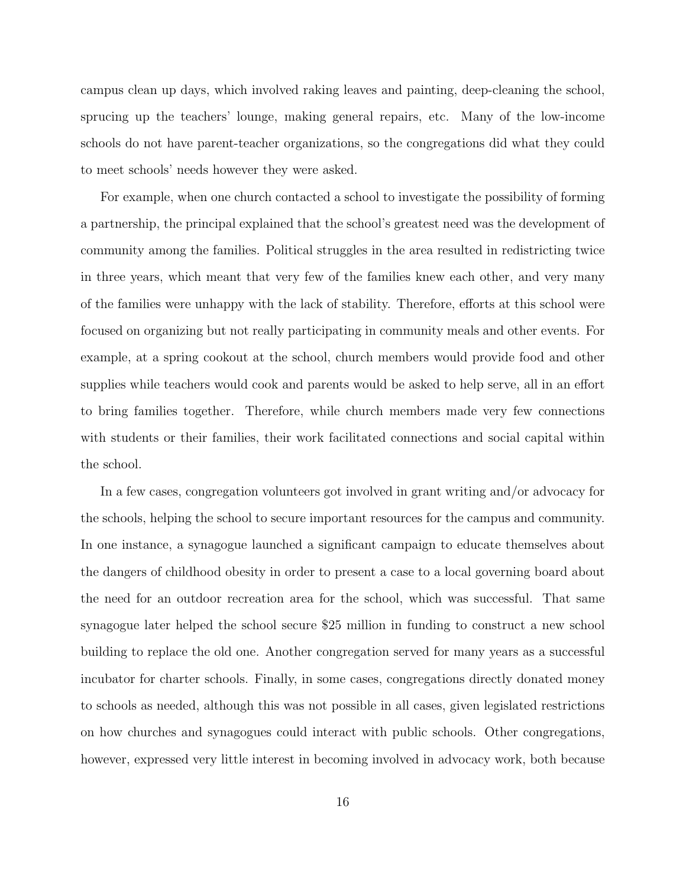campus clean up days, which involved raking leaves and painting, deep-cleaning the school, sprucing up the teachers' lounge, making general repairs, etc. Many of the low-income schools do not have parent-teacher organizations, so the congregations did what they could to meet schools' needs however they were asked.

For example, when one church contacted a school to investigate the possibility of forming a partnership, the principal explained that the school's greatest need was the development of community among the families. Political struggles in the area resulted in redistricting twice in three years, which meant that very few of the families knew each other, and very many of the families were unhappy with the lack of stability. Therefore, efforts at this school were focused on organizing but not really participating in community meals and other events. For example, at a spring cookout at the school, church members would provide food and other supplies while teachers would cook and parents would be asked to help serve, all in an effort to bring families together. Therefore, while church members made very few connections with students or their families, their work facilitated connections and social capital within the school.

In a few cases, congregation volunteers got involved in grant writing and/or advocacy for the schools, helping the school to secure important resources for the campus and community. In one instance, a synagogue launched a significant campaign to educate themselves about the dangers of childhood obesity in order to present a case to a local governing board about the need for an outdoor recreation area for the school, which was successful. That same synagogue later helped the school secure $25 million in funding to construct a new school building to replace the old one. Another congregation served for many years as a successful incubator for charter schools. Finally, in some cases, congregations directly donated money to schools as needed, although this was not possible in all cases, given legislated restrictions on how churches and synagogues could interact with public schools. Other congregations, however, expressed very little interest in becoming involved in advocacy work, both because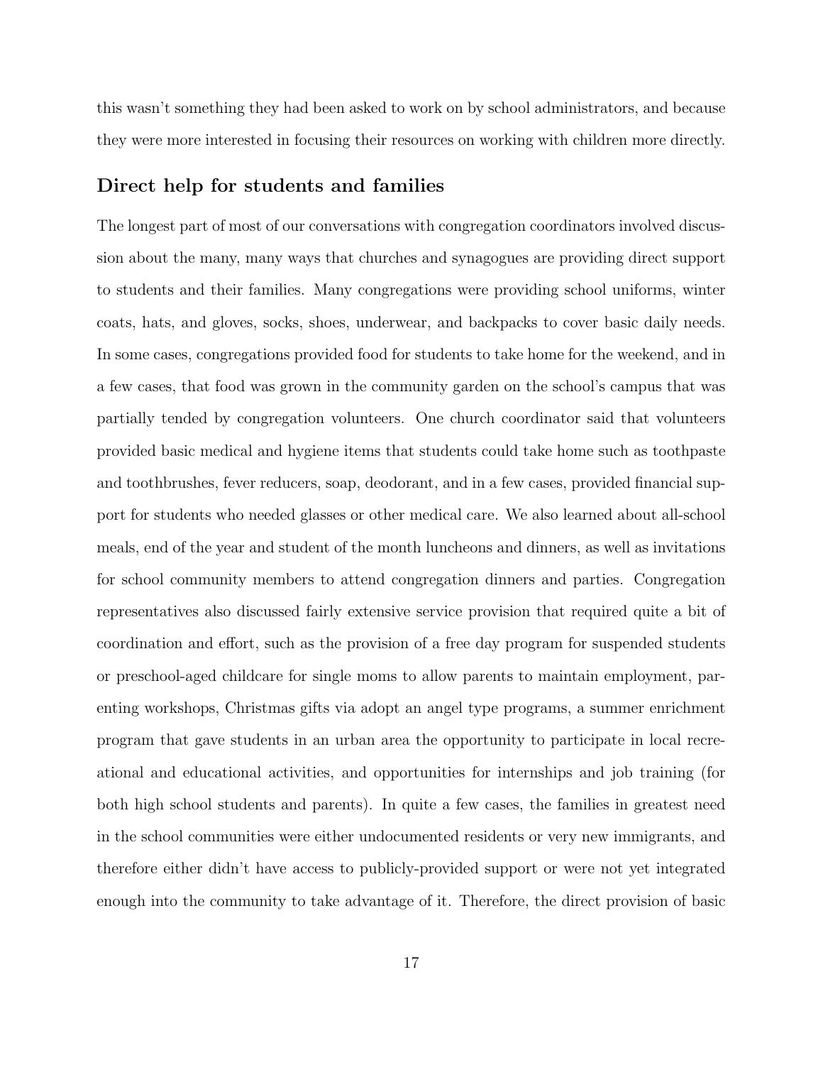this wasn't something they had been asked to work on by school administrators, and because they were more interested in focusing their resources on working with children more directly.

### Direct help for students and families

The longest part of most of our conversations with congregation coordinators involved discussion about the many, many ways that churches and synagogues are providing direct support to students and their families. Many congregations were providing school uniforms, winter coats, hats, and gloves, socks, shoes, underwear, and backpacks to cover basic daily needs. In some cases, congregations provided food for students to take home for the weekend, and in a few cases, that food was grown in the community garden on the school's campus that was partially tended by congregation volunteers. One church coordinator said that volunteers provided basic medical and hygiene items that students could take home such as toothpaste and toothbrushes, fever reducers, soap, deodorant, and in a few cases, provided financial support for students who needed glasses or other medical care. We also learned about all-school meals, end of the year and student of the month luncheons and dinners, as well as invitations for school community members to attend congregation dinners and parties. Congregation representatives also discussed fairly extensive service provision that required quite a bit of coordination and effort, such as the provision of a free day program for suspended students or preschool-aged childcare for single moms to allow parents to maintain employment, parenting workshops, Christmas gifts via adopt an angel type programs, a summer enrichment program that gave students in an urban area the opportunity to participate in local recreational and educational activities, and opportunities for internships and job training (for both high school students and parents). In quite a few cases, the families in greatest need in the school communities were either undocumented residents or very new immigrants, and therefore either didn't have access to publicly-provided support or were not yet integrated enough into the community to take advantage of it. Therefore, the direct provision of basic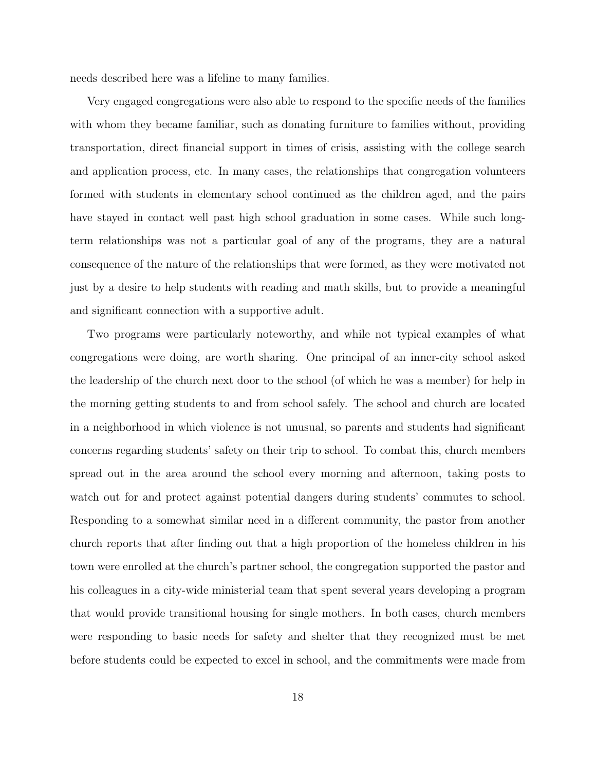needs described here was a lifeline to many families.

Very engaged congregations were also able to respond to the specific needs of the families with whom they became familiar, such as donating furniture to families without, providing transportation, direct financial support in times of crisis, assisting with the college search and application process, etc. In many cases, the relationships that congregation volunteers formed with students in elementary school continued as the children aged, and the pairs have stayed in contact well past high school graduation in some cases. While such long-term relationships was not a particular goal of any of the programs, they are a natural consequence of the nature of the relationships that were formed, as they were motivated not just by a desire to help students with reading and math skills, but to provide a meaningful and significant connection with a supportive adult.

Two programs were particularly noteworthy, and while not typical examples of what congregations were doing, are worth sharing. One principal of an inner-city school asked the leadership of the church next door to the school (of which he was a member) for help in the morning getting students to and from school safely. The school and church are located in a neighborhood in which violence is not unusual, so parents and students had significant concerns regarding students' safety on their trip to school. To combat this, church members spread out in the area around the school every morning and afternoon, taking posts to watch out for and protect against potential dangers during students' commutes to school. Responding to a somewhat similar need in a different community, the pastor from another church reports that after finding out that a high proportion of the homeless children in his town were enrolled at the church's partner school, the congregation supported the pastor and his colleagues in a city-wide ministerial team that spent several years developing a program that would provide transitional housing for single mothers. In both cases, church members were responding to basic needs for safety and shelter that they recognized must be met before students could be expected to excel in school, and the commitments were made from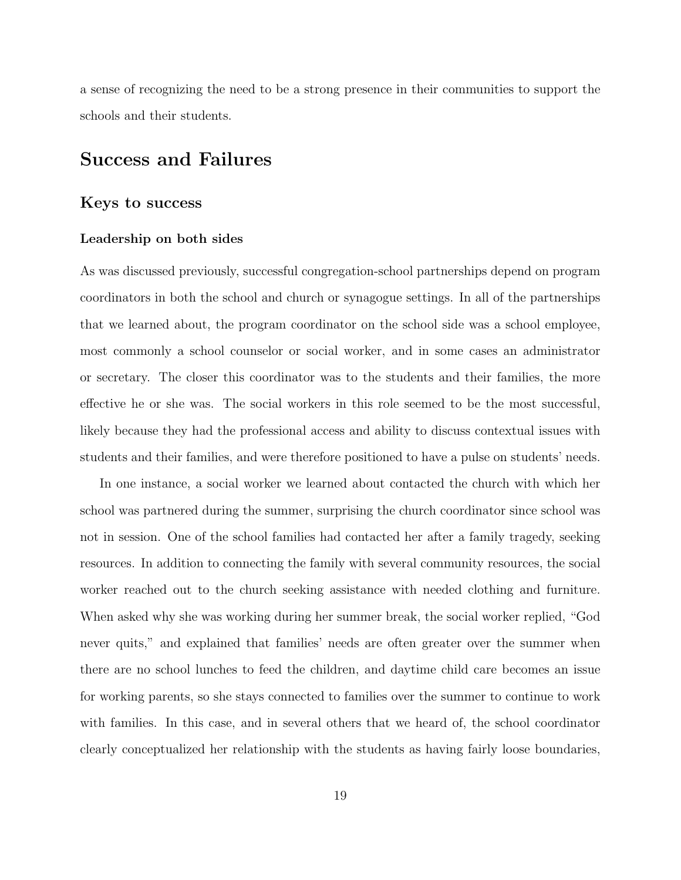a sense of recognizing the need to be a strong presence in their communities to support the schools and their students.

## Success and Failures

### Keys to success

#### Leadership on both sides

As was discussed previously, successful congregation-school partnerships depend on program coordinators in both the school and church or synagogue settings. In all of the partnerships that we learned about, the program coordinator on the school side was a school employee, most commonly a school counselor or social worker, and in some cases an administrator or secretary. The closer this coordinator was to the students and their families, the more effective he or she was. The social workers in this role seemed to be the most successful, likely because they had the professional access and ability to discuss contextual issues with students and their families, and were therefore positioned to have a pulse on students' needs.

In one instance, a social worker we learned about contacted the church with which her school was partnered during the summer, surprising the church coordinator since school was not in session. One of the school families had contacted her after a family tragedy, seeking resources. In addition to connecting the family with several community resources, the social worker reached out to the church seeking assistance with needed clothing and furniture. When asked why she was working during her summer break, the social worker replied, "God never quits," and explained that families' needs are often greater over the summer when there are no school lunches to feed the children, and daytime child care becomes an issue for working parents, so she stays connected to families over the summer to continue to work with families. In this case, and in several others that we heard of, the school coordinator clearly conceptualized her relationship with the students as having fairly loose boundaries,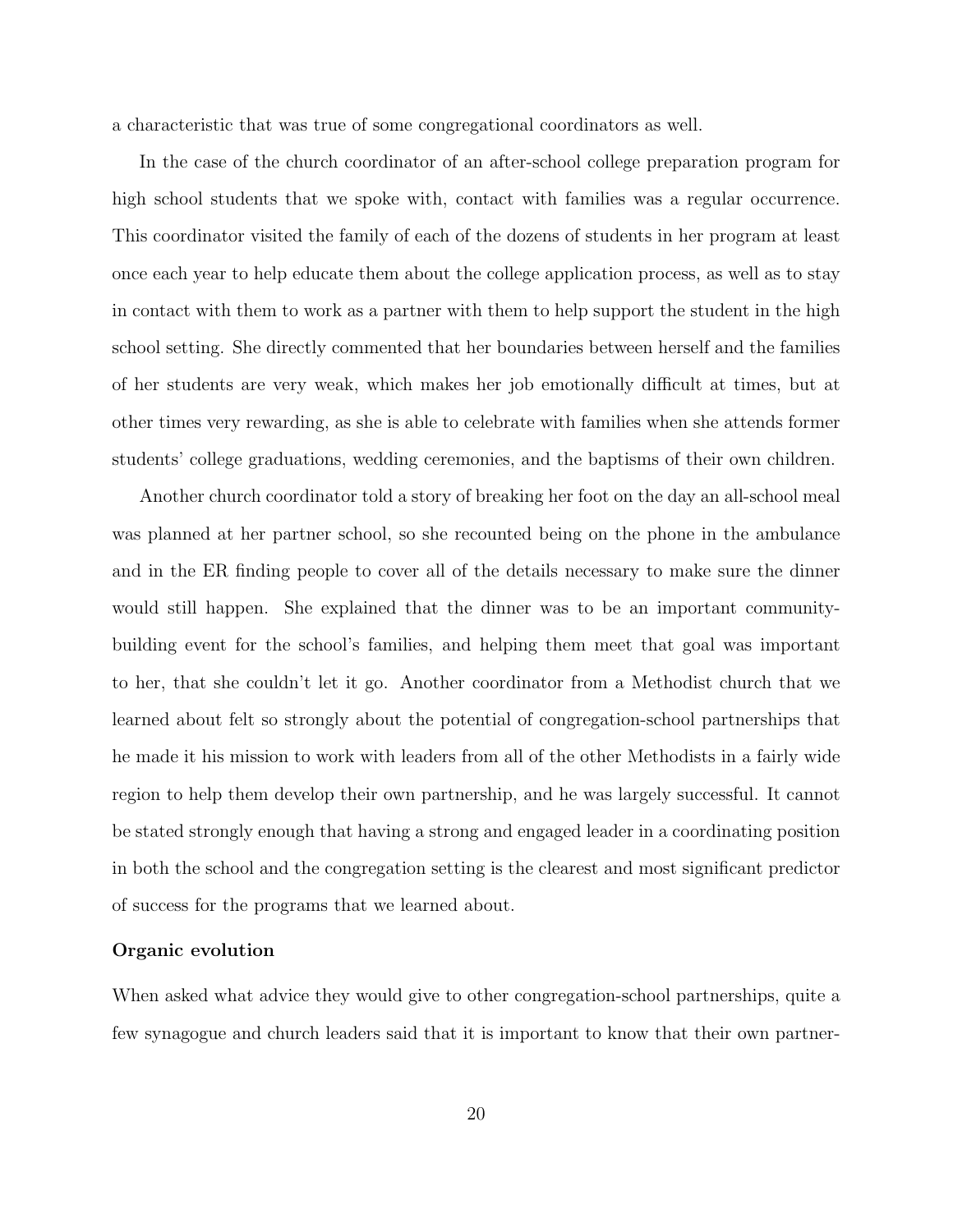a characteristic that was true of some congregational coordinators as well.

In the case of the church coordinator of an after-school college preparation program for high school students that we spoke with, contact with families was a regular occurrence. This coordinator visited the family of each of the dozens of students in her program at least once each year to help educate them about the college application process, as well as to stay in contact with them to work as a partner with them to help support the student in the high school setting. She directly commented that her boundaries between herself and the families of her students are very weak, which makes her job emotionally difficult at times, but at other times very rewarding, as she is able to celebrate with families when she attends former students' college graduations, wedding ceremonies, and the baptisms of their own children.

Another church coordinator told a story of breaking her foot on the day an all-school meal was planned at her partner school, so she recounted being on the phone in the ambulance and in the ER finding people to cover all of the details necessary to make sure the dinner would still happen. She explained that the dinner was to be an important community-building event for the school's families, and helping them meet that goal was important to her, that she couldn't let it go. Another coordinator from a Methodist church that we learned about felt so strongly about the potential of congregation-school partnerships that he made it his mission to work with leaders from all of the other Methodists in a fairly wide region to help them develop their own partnership, and he was largely successful. It cannot be stated strongly enough that having a strong and engaged leader in a coordinating position in both the school and the congregation setting is the clearest and most significant predictor of success for the programs that we learned about.

**Organic evolution**

When asked what advice they would give to other congregation-school partnerships, quite a few synagogue and church leaders said that it is important to know that their own partner-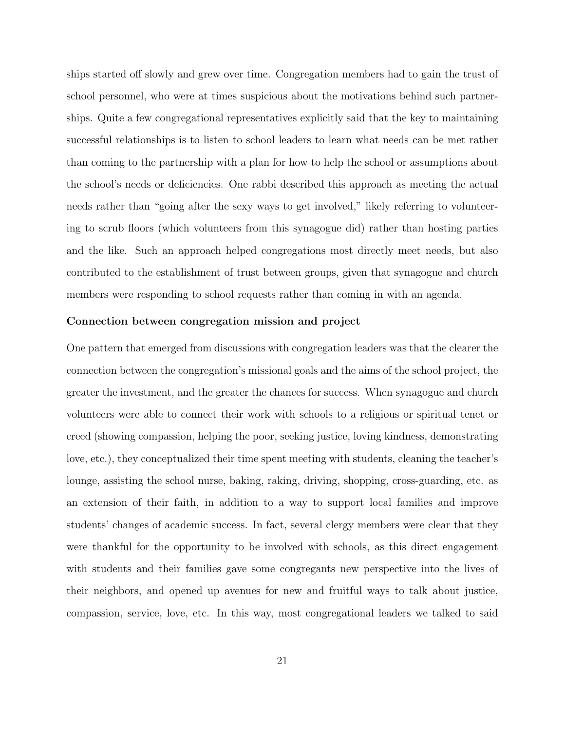ships started off slowly and grew over time. Congregation members had to gain the trust of school personnel, who were at times suspicious about the motivations behind such partnerships. Quite a few congregational representatives explicitly said that the key to maintaining successful relationships is to listen to school leaders to learn what needs can be met rather than coming to the partnership with a plan for how to help the school or assumptions about the school's needs or deficiencies. One rabbi described this approach as meeting the actual needs rather than "going after the sexy ways to get involved," likely referring to volunteering to scrub floors (which volunteers from this synagogue did) rather than hosting parties and the like. Such an approach helped congregations most directly meet needs, but also contributed to the establishment of trust between groups, given that synagogue and church members were responding to school requests rather than coming in with an agenda.

**Connection between congregation mission and project**

One pattern that emerged from discussions with congregation leaders was that the clearer the connection between the congregation's missional goals and the aims of the school project, the greater the investment, and the greater the chances for success. When synagogue and church volunteers were able to connect their work with schools to a religious or spiritual tenet or creed (showing compassion, helping the poor, seeking justice, loving kindness, demonstrating love, etc.), they conceptualized their time spent meeting with students, cleaning the teacher's lounge, assisting the school nurse, baking, raking, driving, shopping, cross-guarding, etc. as an extension of their faith, in addition to a way to support local families and improve students' changes of academic success. In fact, several clergy members were clear that they were thankful for the opportunity to be involved with schools, as this direct engagement with students and their families gave some congregants new perspective into the lives of their neighbors, and opened up avenues for new and fruitful ways to talk about justice, compassion, service, love, etc. In this way, most congregational leaders we talked to said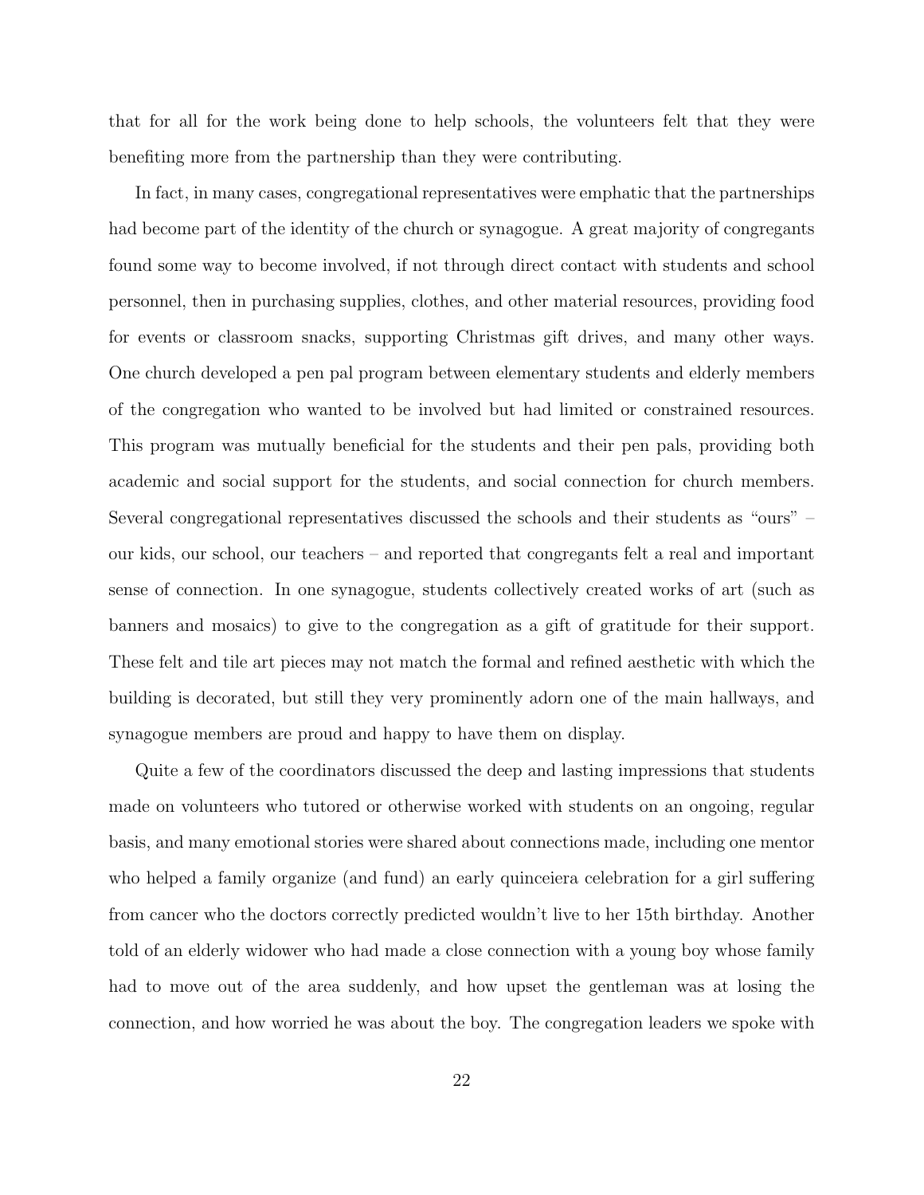that for all for the work being done to help schools, the volunteers felt that they were benefiting more from the partnership than they were contributing.

In fact, in many cases, congregational representatives were emphatic that the partnerships had become part of the identity of the church or synagogue. A great majority of congregants found some way to become involved, if not through direct contact with students and school personnel, then in purchasing supplies, clothes, and other material resources, providing food for events or classroom snacks, supporting Christmas gift drives, and many other ways. One church developed a pen pal program between elementary students and elderly members of the congregation who wanted to be involved but had limited or constrained resources. This program was mutually beneficial for the students and their pen pals, providing both academic and social support for the students, and social connection for church members. Several congregational representatives discussed the schools and their students as "ours" – our kids, our school, our teachers – and reported that congregants felt a real and important sense of connection. In one synagogue, students collectively created works of art (such as banners and mosaics) to give to the congregation as a gift of gratitude for their support. These felt and tile art pieces may not match the formal and refined aesthetic with which the building is decorated, but still they very prominently adorn one of the main hallways, and synagogue members are proud and happy to have them on display.

Quite a few of the coordinators discussed the deep and lasting impressions that students made on volunteers who tutored or otherwise worked with students on an ongoing, regular basis, and many emotional stories were shared about connections made, including one mentor who helped a family organize (and fund) an early quinceiera celebration for a girl suffering from cancer who the doctors correctly predicted wouldn't live to her 15th birthday. Another told of an elderly widower who had made a close connection with a young boy whose family had to move out of the area suddenly, and how upset the gentleman was at losing the connection, and how worried he was about the boy. The congregation leaders we spoke with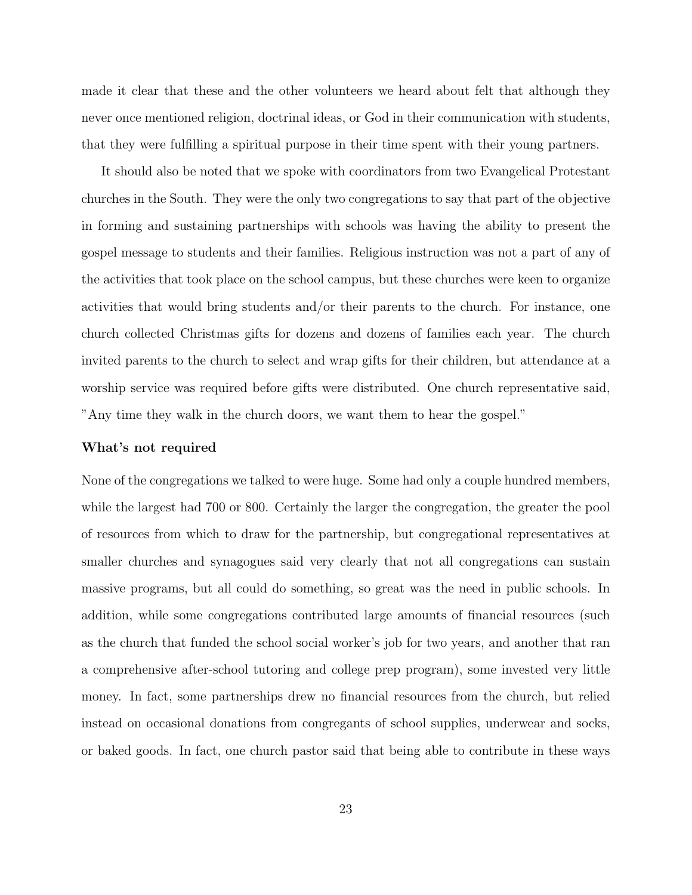made it clear that these and the other volunteers we heard about felt that although they never once mentioned religion, doctrinal ideas, or God in their communication with students, that they were fulfilling a spiritual purpose in their time spent with their young partners.

It should also be noted that we spoke with coordinators from two Evangelical Protestant churches in the South. They were the only two congregations to say that part of the objective in forming and sustaining partnerships with schools was having the ability to present the gospel message to students and their families. Religious instruction was not a part of any of the activities that took place on the school campus, but these churches were keen to organize activities that would bring students and/or their parents to the church. For instance, one church collected Christmas gifts for dozens and dozens of families each year. The church invited parents to the church to select and wrap gifts for their children, but attendance at a worship service was required before gifts were distributed. One church representative said, "Any time they walk in the church doors, we want them to hear the gospel."

**What's not required**

None of the congregations we talked to were huge. Some had only a couple hundred members, while the largest had 700 or 800. Certainly the larger the congregation, the greater the pool of resources from which to draw for the partnership, but congregational representatives at smaller churches and synagogues said very clearly that not all congregations can sustain massive programs, but all could do something, so great was the need in public schools. In addition, while some congregations contributed large amounts of financial resources (such as the church that funded the school social worker's job for two years, and another that ran a comprehensive after-school tutoring and college prep program), some invested very little money. In fact, some partnerships drew no financial resources from the church, but relied instead on occasional donations from congregants of school supplies, underwear and socks, or baked goods. In fact, one church pastor said that being able to contribute in these ways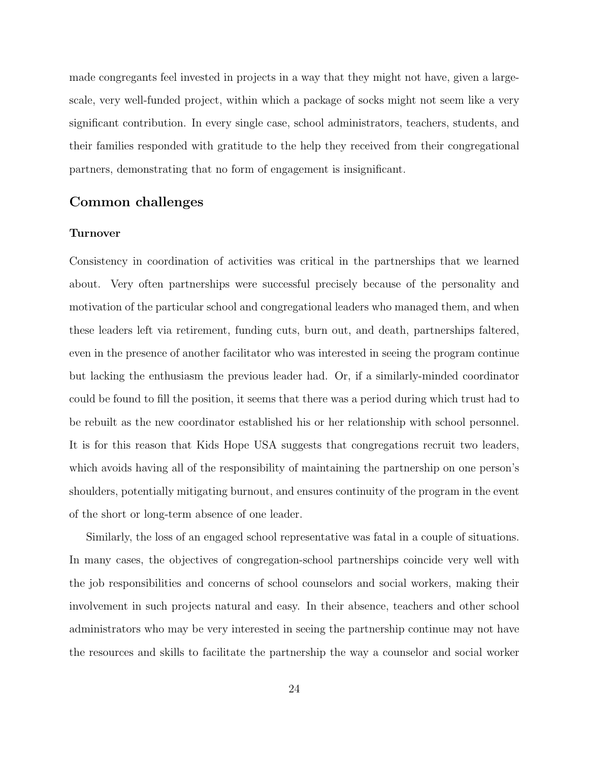made congregants feel invested in projects in a way that they might not have, given a large-scale, very well-funded project, within which a package of socks might not seem like a very significant contribution. In every single case, school administrators, teachers, students, and their families responded with gratitude to the help they received from their congregational partners, demonstrating that no form of engagement is insignificant.

## Common challenges

### Turnover

Consistency in coordination of activities was critical in the partnerships that we learned about. Very often partnerships were successful precisely because of the personality and motivation of the particular school and congregational leaders who managed them, and when these leaders left via retirement, funding cuts, burn out, and death, partnerships faltered, even in the presence of another facilitator who was interested in seeing the program continue but lacking the enthusiasm the previous leader had. Or, if a similarly-minded coordinator could be found to fill the position, it seems that there was a period during which trust had to be rebuilt as the new coordinator established his or her relationship with school personnel. It is for this reason that Kids Hope USA suggests that congregations recruit two leaders, which avoids having all of the responsibility of maintaining the partnership on one person's shoulders, potentially mitigating burnout, and ensures continuity of the program in the event of the short or long-term absence of one leader.

Similarly, the loss of an engaged school representative was fatal in a couple of situations. In many cases, the objectives of congregation-school partnerships coincide very well with the job responsibilities and concerns of school counselors and social workers, making their involvement in such projects natural and easy. In their absence, teachers and other school administrators who may be very interested in seeing the partnership continue may not have the resources and skills to facilitate the partnership the way a counselor and social worker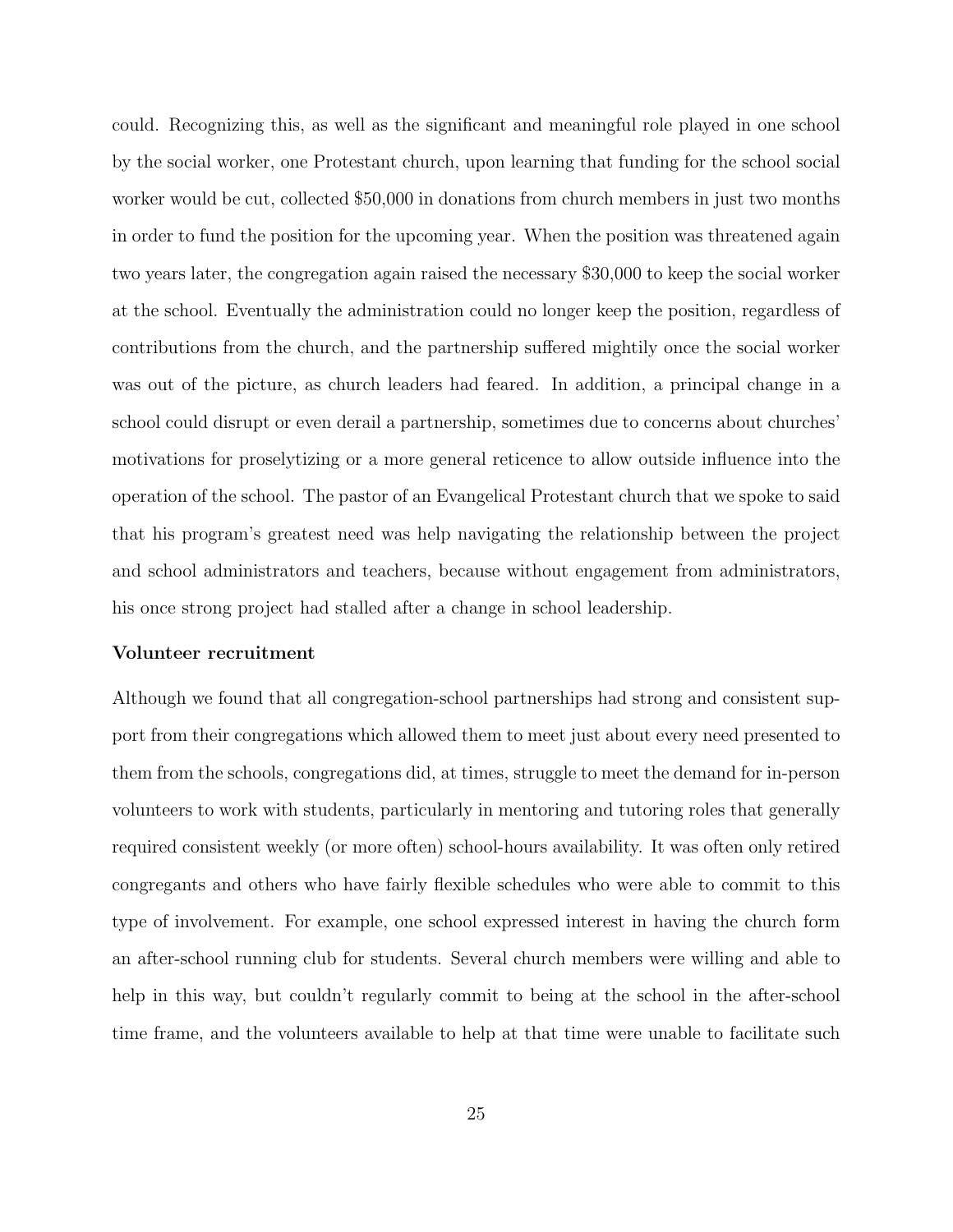could. Recognizing this, as well as the significant and meaningful role played in one school by the social worker, one Protestant church, upon learning that funding for the school social worker would be cut, collected $50,000 in donations from church members in just two months in order to fund the position for the upcoming year. When the position was threatened again two years later, the congregation again raised the necessary $30,000 to keep the social worker at the school. Eventually the administration could no longer keep the position, regardless of contributions from the church, and the partnership suffered mightily once the social worker was out of the picture, as church leaders had feared. In addition, a principal change in a school could disrupt or even derail a partnership, sometimes due to concerns about churches' motivations for proselytizing or a more general reticence to allow outside influence into the operation of the school. The pastor of an Evangelical Protestant church that we spoke to said that his program's greatest need was help navigating the relationship between the project and school administrators and teachers, because without engagement from administrators, his once strong project had stalled after a change in school leadership.

**Volunteer recruitment**

Although we found that all congregation-school partnerships had strong and consistent support from their congregations which allowed them to meet just about every need presented to them from the schools, congregations did, at times, struggle to meet the demand for in-person volunteers to work with students, particularly in mentoring and tutoring roles that generally required consistent weekly (or more often) school-hours availability. It was often only retired congregants and others who have fairly flexible schedules who were able to commit to this type of involvement. For example, one school expressed interest in having the church form an after-school running club for students. Several church members were willing and able to help in this way, but couldn't regularly commit to being at the school in the after-school time frame, and the volunteers available to help at that time were unable to facilitate such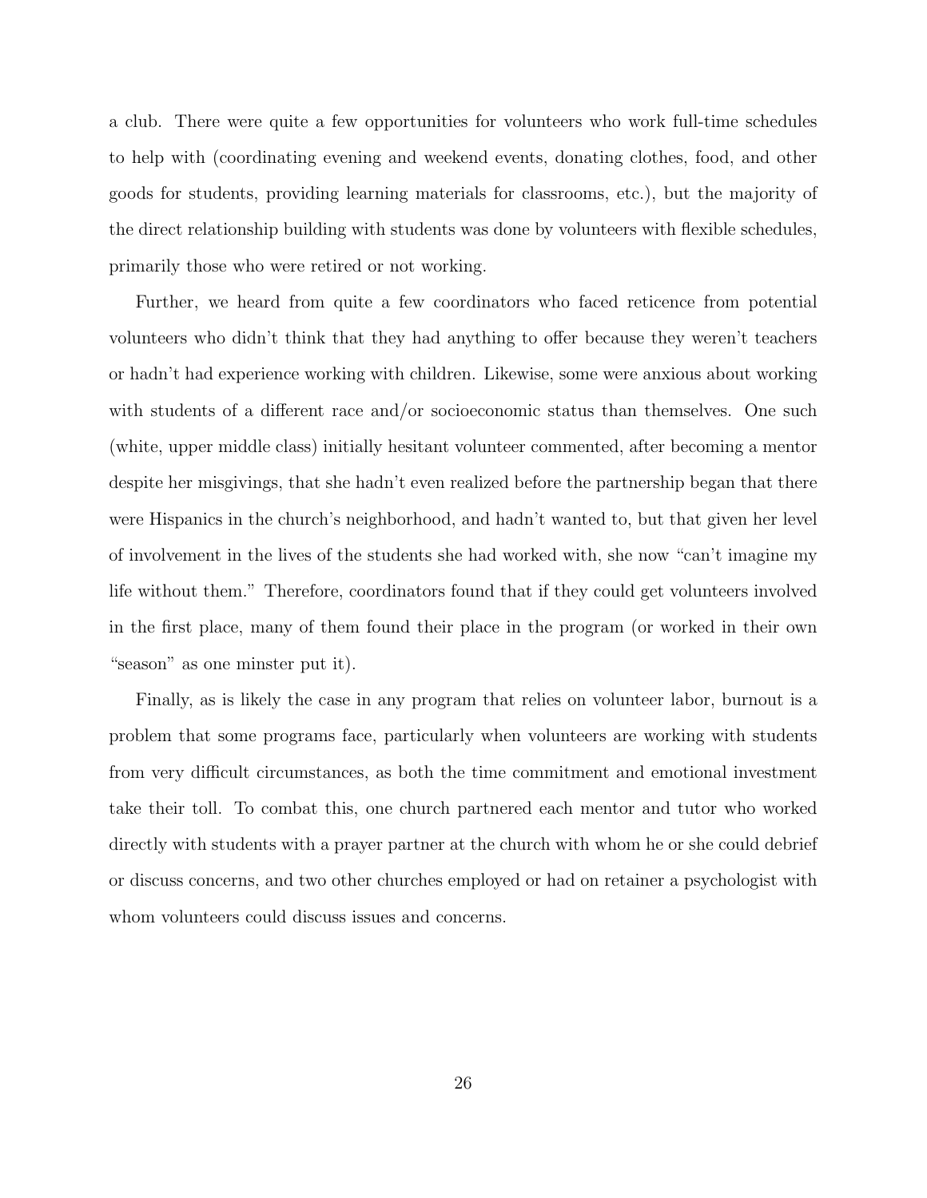a club. There were quite a few opportunities for volunteers who work full-time schedules to help with (coordinating evening and weekend events, donating clothes, food, and other goods for students, providing learning materials for classrooms, etc.), but the majority of the direct relationship building with students was done by volunteers with flexible schedules, primarily those who were retired or not working.

Further, we heard from quite a few coordinators who faced reticence from potential volunteers who didn't think that they had anything to offer because they weren't teachers or hadn't had experience working with children. Likewise, some were anxious about working with students of a different race and/or socioeconomic status than themselves. One such (white, upper middle class) initially hesitant volunteer commented, after becoming a mentor despite her misgivings, that she hadn't even realized before the partnership began that there were Hispanics in the church's neighborhood, and hadn't wanted to, but that given her level of involvement in the lives of the students she had worked with, she now "can't imagine my life without them." Therefore, coordinators found that if they could get volunteers involved in the first place, many of them found their place in the program (or worked in their own "season" as one minster put it).

Finally, as is likely the case in any program that relies on volunteer labor, burnout is a problem that some programs face, particularly when volunteers are working with students from very difficult circumstances, as both the time commitment and emotional investment take their toll. To combat this, one church partnered each mentor and tutor who worked directly with students with a prayer partner at the church with whom he or she could debrief or discuss concerns, and two other churches employed or had on retainer a psychologist with whom volunteers could discuss issues and concerns.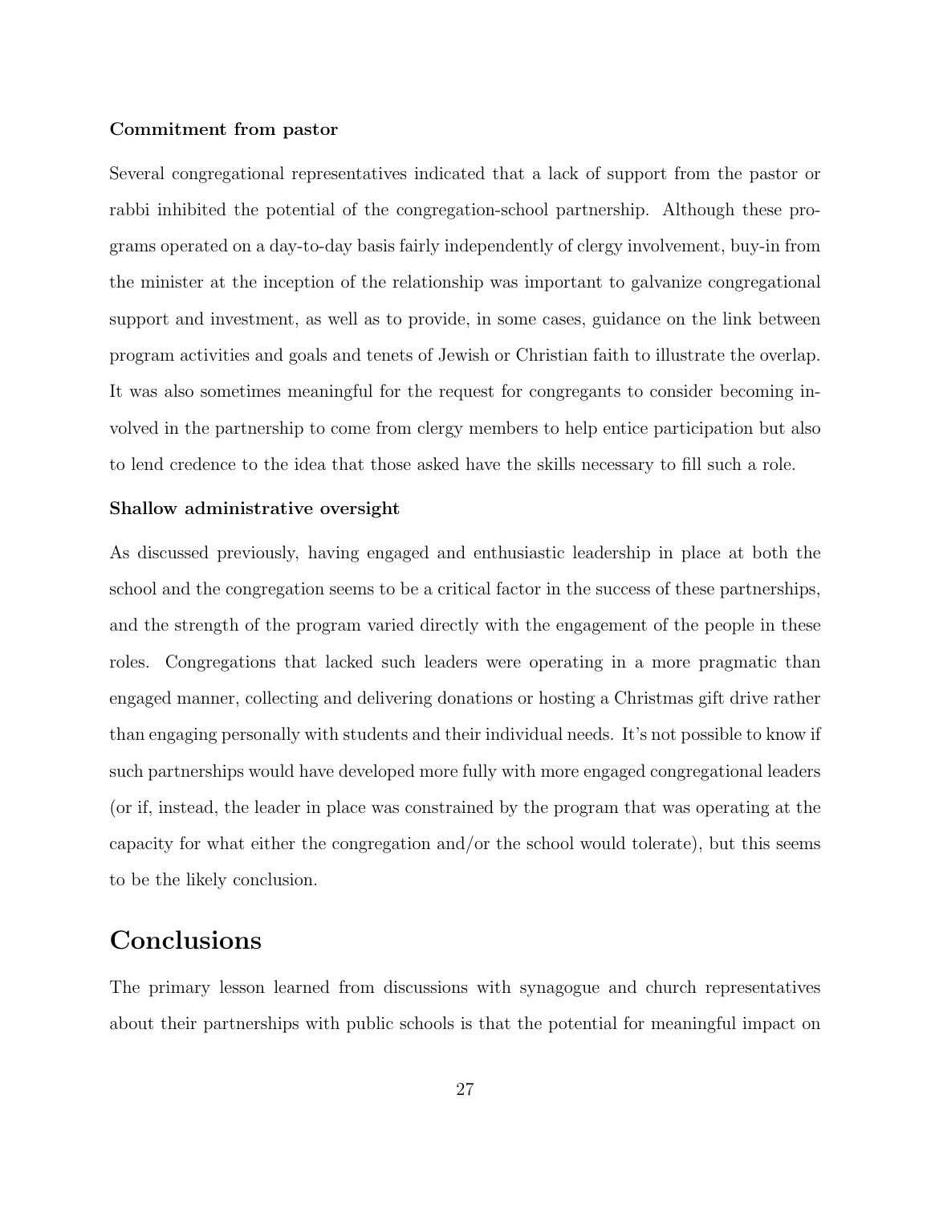**Commitment from pastor**

Several congregational representatives indicated that a lack of support from the pastor or rabbi inhibited the potential of the congregation-school partnership. Although these programs operated on a day-to-day basis fairly independently of clergy involvement, buy-in from the minister at the inception of the relationship was important to galvanize congregational support and investment, as well as to provide, in some cases, guidance on the link between program activities and goals and tenets of Jewish or Christian faith to illustrate the overlap. It was also sometimes meaningful for the request for congregants to consider becoming involved in the partnership to come from clergy members to help entice participation but also to lend credence to the idea that those asked have the skills necessary to fill such a role.

**Shallow administrative oversight**

As discussed previously, having engaged and enthusiastic leadership in place at both the school and the congregation seems to be a critical factor in the success of these partnerships, and the strength of the program varied directly with the engagement of the people in these roles. Congregations that lacked such leaders were operating in a more pragmatic than engaged manner, collecting and delivering donations or hosting a Christmas gift drive rather than engaging personally with students and their individual needs. It's not possible to know if such partnerships would have developed more fully with more engaged congregational leaders (or if, instead, the leader in place was constrained by the program that was operating at the capacity for what either the congregation and/or the school would tolerate), but this seems to be the likely conclusion.

# Conclusions

The primary lesson learned from discussions with synagogue and church representatives about their partnerships with public schools is that the potential for meaningful impact on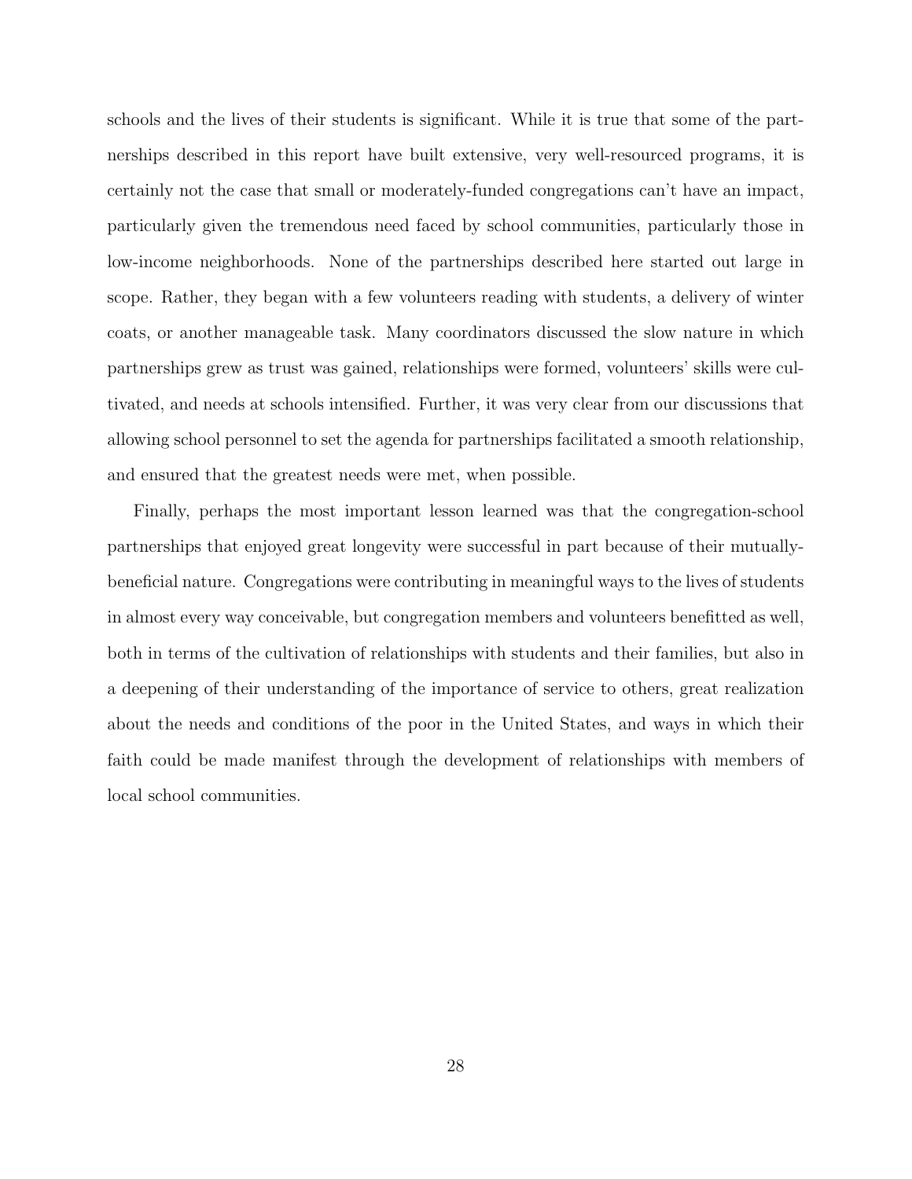schools and the lives of their students is significant. While it is true that some of the partnerships described in this report have built extensive, very well-resourced programs, it is certainly not the case that small or moderately-funded congregations can't have an impact, particularly given the tremendous need faced by school communities, particularly those in low-income neighborhoods. None of the partnerships described here started out large in scope. Rather, they began with a few volunteers reading with students, a delivery of winter coats, or another manageable task. Many coordinators discussed the slow nature in which partnerships grew as trust was gained, relationships were formed, volunteers' skills were cultivated, and needs at schools intensified. Further, it was very clear from our discussions that allowing school personnel to set the agenda for partnerships facilitated a smooth relationship, and ensured that the greatest needs were met, when possible.

Finally, perhaps the most important lesson learned was that the congregation-school partnerships that enjoyed great longevity were successful in part because of their mutually-beneficial nature. Congregations were contributing in meaningful ways to the lives of students in almost every way conceivable, but congregation members and volunteers benefitted as well, both in terms of the cultivation of relationships with students and their families, but also in a deepening of their understanding of the importance of service to others, great realization about the needs and conditions of the poor in the United States, and ways in which their faith could be made manifest through the development of relationships with members of local school communities.